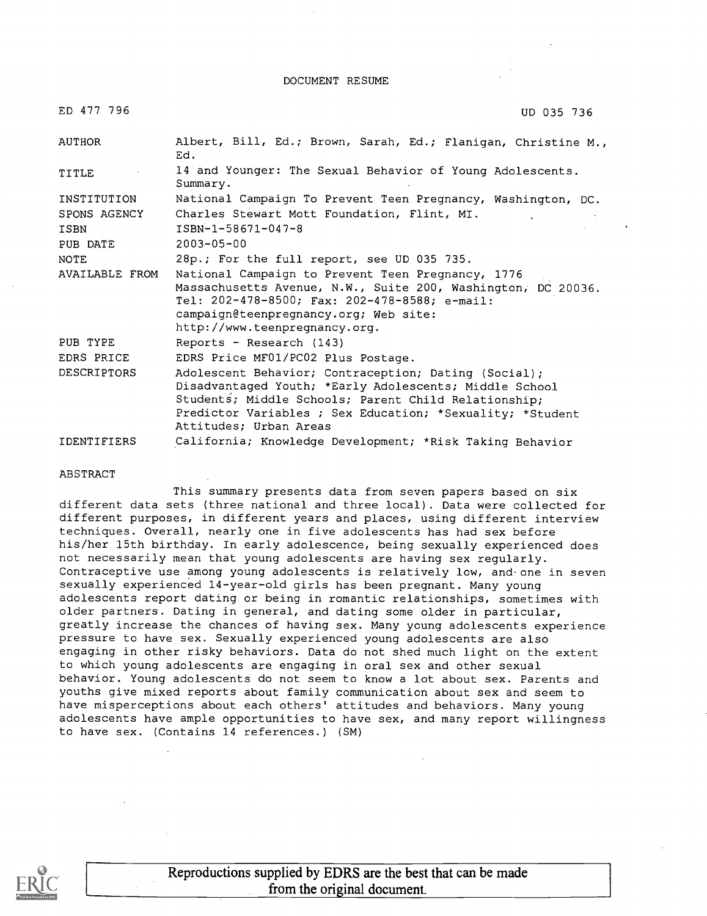DOCUMENT RESUME

ED 477 796 UD 035 736

| | |
|---|---|
| AUTHOR | Albert, Bill, Ed.; Brown, Sarah, Ed.; Flanigan, Christine M., Ed. |
| TITLE | 14 and Younger: The Sexual Behavior of Young Adolescents. Summary. |
| INSTITUTION | National Campaign To Prevent Teen Pregnancy, Washington, DC. |
| SPONS AGENCY | Charles Stewart Mott Foundation, Flint, MI. |
| ISBN | ISBN-1-58671-047-8 |
| PUB DATE | 2003-05-00 |
| NOTE | 28p.; For the full report, see UD 035 735. |
| AVAILABLE FROM | National Campaign to Prevent Teen Pregnancy, 1776 Massachusetts Avenue, N.W., Suite 200, Washington, DC 20036. Tel: 202-478-8500; Fax: 202-478-8588; e-mail: campaign@teenpregnancy.org; Web site: http://www.teenpregnancy.org. |
| PUB TYPE | Reports - Research (143) |
| EDRS PRICE | EDRS Price MF01/PC02 Plus Postage. |
| DESCRIPTORS | Adolescent Behavior; Contraception; Dating (Social); Disadvantaged Youth; *Early Adolescents; Middle School Students; Middle Schools; Parent Child Relationship; Predictor Variables ; Sex Education; *Sexuality; *Student Attitudes; Urban Areas |
| IDENTIFIERS | California; Knowledge Development; *Risk Taking Behavior |

ABSTRACT

This summary presents data from seven papers based on six different data sets (three national and three local). Data were collected for different purposes, in different years and places, using different interview techniques. Overall, nearly one in five adolescents has had sex before his/her 15th birthday. In early adolescence, being sexually experienced does not necessarily mean that young adolescents are having sex regularly. Contraceptive use among young adolescents is relatively low, and one in seven sexually experienced 14-year-old girls has been pregnant. Many young adolescents report dating or being in romantic relationships, sometimes with older partners. Dating in general, and dating some older in particular, greatly increase the chances of having sex. Many young adolescents experience pressure to have sex. Sexually experienced young adolescents are also engaging in other risky behaviors. Data do not shed much light on the extent to which young adolescents are engaging in oral sex and other sexual behavior. Young adolescents do not seem to know a lot about sex. Parents and youths give mixed reports about family communication about sex and seem to have misperceptions about each others' attitudes and behaviors. Many young adolescents have ample opportunities to have sex, and many report willingness to have sex. (Contains 14 references.) (SM)

Reproductions supplied by EDRS are the best that can be made from the original document.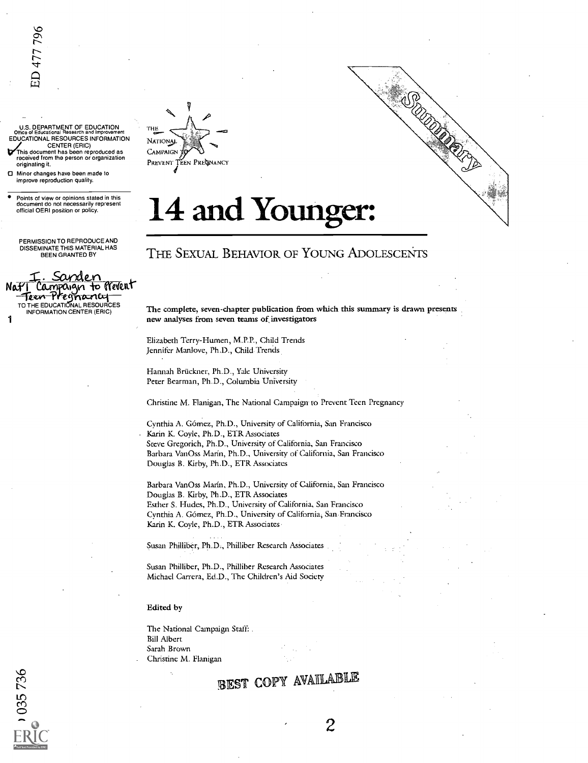ED 477 796

U.S. DEPARTMENT OF EDUCATION
Office of Educational Research and Improvement
EDUCATIONAL RESOURCES INFORMATION CENTER (ERIC)

- This document has been reproduced as received from the person or organization originating it.
- Minor changes have been made to improve reproduction quality.

- Points of view or opinions stated in this document do not necessarily represent official OERI position or policy.

PERMISSION TO REPRODUCE AND DISSEMINATE THIS MATERIAL HAS BEEN GRANTED BY

I. Sanden
Nat'l Campaign to Prevent Teen Pregnancy

TO THE EDUCATIONAL RESOURCES INFORMATION CENTER (ERIC)

THE NATIONAL CAMPAIGN TO PREVENT TEEN PREGNANCY

Summary

# 14 and Younger:

## THE SEXUAL BEHAVIOR OF YOUNG ADOLESCENTS

The complete, seven-chapter publication from which this summary is drawn presents new analyses from seven teams of investigators

Elizabeth Terry-Humen, M.P.P., Child Trends
Jennifer Manlove, Ph.D., Child Trends

Hannah Brückner, Ph.D., Yale University
Peter Bearman, Ph.D., Columbia University

Christine M. Flanigan, The National Campaign to Prevent Teen Pregnancy

Cynthia A. Gómez, Ph.D., University of California, San Francisco
Karin K. Coyle, Ph.D., ETR Associates
Steve Gregorich, Ph.D., University of California, San Francisco
Barbara VanOss Marín, Ph.D., University of California, San Francisco
Douglas B. Kirby, Ph.D., ETR Associates

Barbara VanOss Marín, Ph.D., University of California, San Francisco
Douglas B. Kirby, Ph.D., ETR Associates
Esther S. Hudes, Ph.D., University of California, San Francisco
Cynthia A. Gómez, Ph.D., University of California, San Francisco
Karin K. Coyle, Ph.D., ETR Associates

Susan Philliber, Ph.D., Philliber Research Associates

Susan Philliber, Ph.D., Philliber Research Associates
Michael Carrera, Ed.D., The Children's Aid Society

**Edited by**

The National Campaign Staff:
Bill Albert
Sarah Brown
Christine M. Flanigan

BEST COPY AVAILABLE

035 736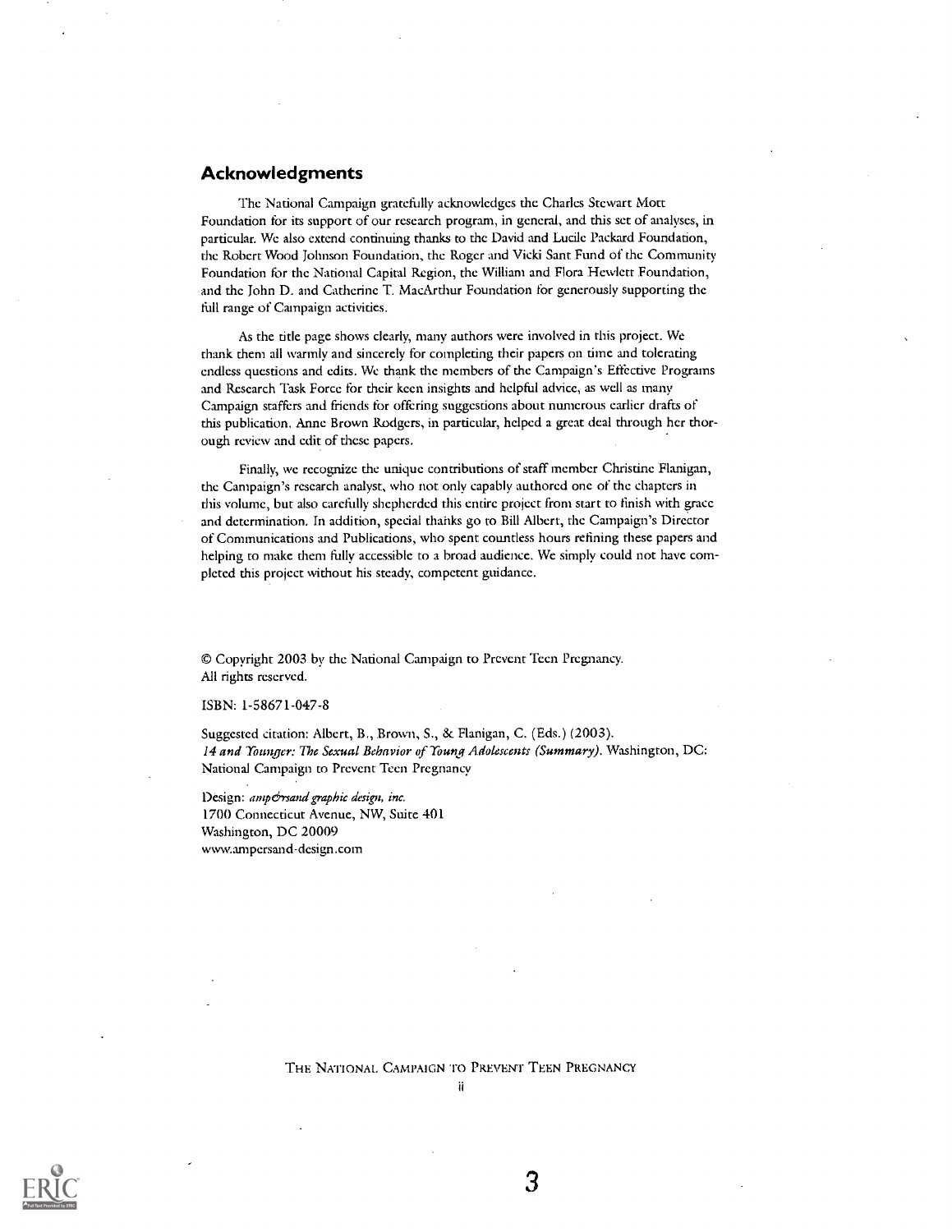## Acknowledgments

The National Campaign gratefully acknowledges the Charles Stewart Mott Foundation for its support of our research program, in general, and this set of analyses, in particular. We also extend continuing thanks to the David and Lucile Packard Foundation, the Robert Wood Johnson Foundation, the Roger and Vicki Sant Fund of the Community Foundation for the National Capital Region, the William and Flora Hewlett Foundation, and the John D. and Catherine T. MacArthur Foundation for generously supporting the full range of Campaign activities.

As the title page shows clearly, many authors were involved in this project. We thank them all warmly and sincerely for completing their papers on time and tolerating endless questions and edits. We thank the members of the Campaign's Effective Programs and Research Task Force for their keen insights and helpful advice, as well as many Campaign staffers and friends for offering suggestions about numerous earlier drafts of this publication. Anne Brown Rodgers, in particular, helped a great deal through her thorough review and edit of these papers.

Finally, we recognize the unique contributions of staff member Christine Flanigan, the Campaign's research analyst, who not only capably authored one of the chapters in this volume, but also carefully shepherded this entire project from start to finish with grace and determination. In addition, special thanks go to Bill Albert, the Campaign's Director of Communications and Publications, who spent countless hours refining these papers and helping to make them fully accessible to a broad audience. We simply could not have completed this project without his steady, competent guidance.

© Copyright 2003 by the National Campaign to Prevent Teen Pregnancy.
All rights reserved.

ISBN: 1-58671-047-8

Suggested citation: Albert, B., Brown, S., & Flanigan, C. (Eds.) (2003).
*14 and Younger: The Sexual Behavior of Young Adolescents (Summary).* Washington, DC: National Campaign to Prevent Teen Pregnancy

Design: *amp&rsand graphic design, inc.*
1700 Connecticut Avenue, NW, Suite 401
Washington, DC 20009
www.ampersand-design.com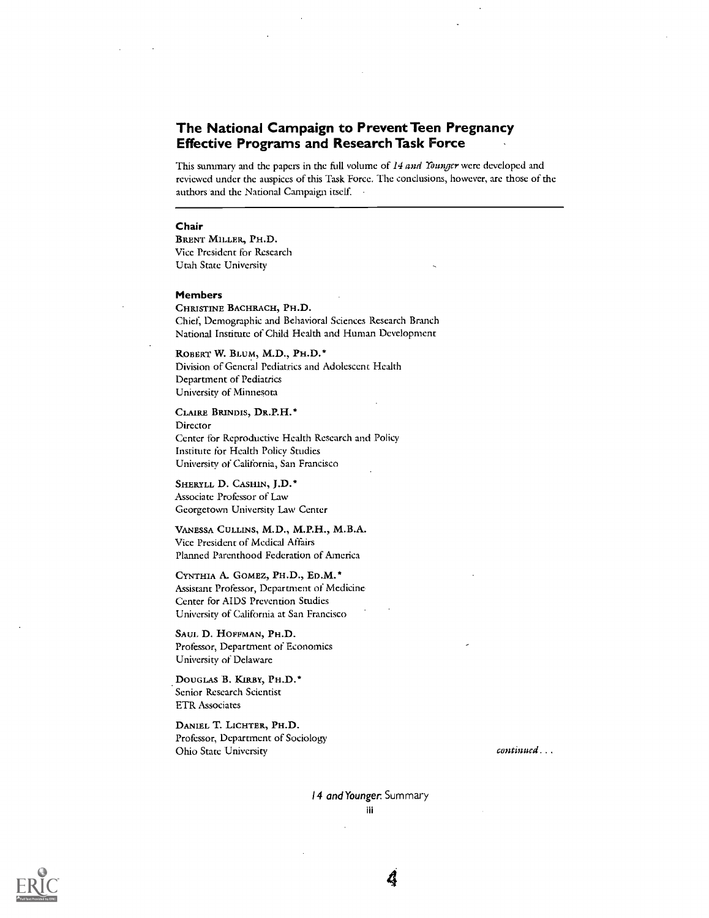## The National Campaign to Prevent Teen Pregnancy Effective Programs and Research Task Force

This summary and the papers in the full volume of *14 and Younger* were developed and reviewed under the auspices of this Task Force. The conclusions, however, are those of the authors and the National Campaign itself.

---

### Chair

BRENT MILLER, PH.D.
Vice President for Research
Utah State University

### Members

CHRISTINE BACHRACH, PH.D.
Chief, Demographic and Behavioral Sciences Research Branch
National Institute of Child Health and Human Development

ROBERT W. BLUM, M.D., PH.D.*
Division of General Pediatrics and Adolescent Health
Department of Pediatrics
University of Minnesota

CLAIRE BRINDIS, DR.P.H.*
Director
Center for Reproductive Health Research and Policy
Institute for Health Policy Studies
University of California, San Francisco

SHERYLL D. CASHIN, J.D.*
Associate Professor of Law
Georgetown University Law Center

VANESSA CULLINS, M.D., M.P.H., M.B.A.
Vice President of Medical Affairs
Planned Parenthood Federation of America

CYNTHIA A. GOMEZ, PH.D., ED.M.*
Assistant Professor, Department of Medicine
Center for AIDS Prevention Studies
University of California at San Francisco

SAUL D. HOFFMAN, PH.D.
Professor, Department of Economics
University of Delaware

DOUGLAS B. KIRBY, PH.D.*
Senior Research Scientist
ETR Associates

DANIEL T. LICHTER, PH.D.
Professor, Department of Sociology
Ohio State University

*continued...*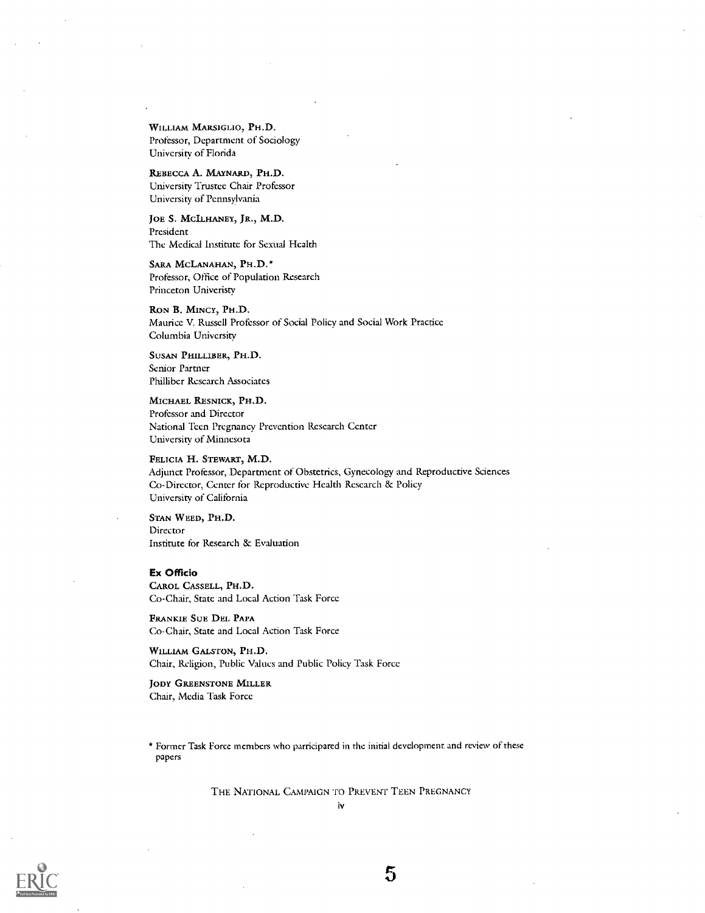**William Marsiglio, Ph.D.**
Professor, Department of Sociology
University of Florida

**Rebecca A. Maynard, Ph.D.**
University Trustee Chair Professor
University of Pennsylvania

**Joe S. McIlhaney, Jr., M.D.**
President
The Medical Institute for Sexual Health

**Sara McLanahan, Ph.D.***
Professor, Office of Population Research
Princeton Univeristy

**Ron B. Mincy, Ph.D.**
Maurice V. Russell Professor of Social Policy and Social Work Practice
Columbia University

**Susan Philliber, Ph.D.**
Senior Partner
Philliber Research Associates

**Michael Resnick, Ph.D.**
Professor and Director
National Teen Pregnancy Prevention Research Center
University of Minnesota

**Felicia H. Stewart, M.D.**
Adjunct Professor, Department of Obstetrics, Gynecology and Reproductive Sciences
Co-Director, Center for Reproductive Health Research & Policy
University of California

**Stan Weed, Ph.D.**
Director
Institute for Research & Evaluation

**Ex Officio**

**Carol Cassell, Ph.D.**
Co-Chair, State and Local Action Task Force

**Frankie Sue Del Papa**
Co-Chair, State and Local Action Task Force

**William Galston, Ph.D.**
Chair, Religion, Public Values and Public Policy Task Force

**Jody Greenstone Miller**
Chair, Media Task Force

* Former Task Force members who parricipated in the initial development and review of these papers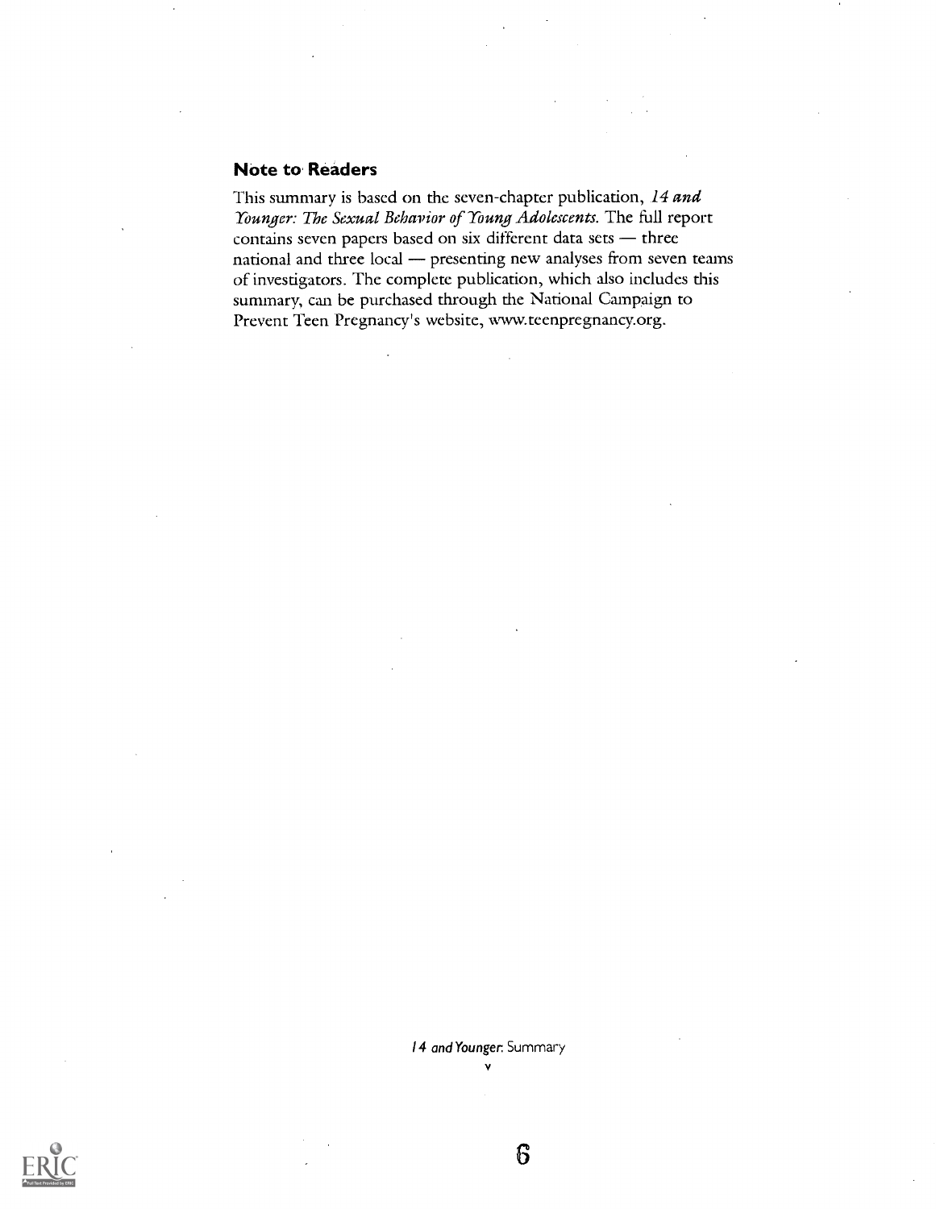## Note to Readers

This summary is based on the seven-chapter publication, *14 and Younger: The Sexual Behavior of Young Adolescents.* The full report contains seven papers based on six different data sets — three national and three local — presenting new analyses from seven teams of investigators. The complete publication, which also includes this summary, can be purchased through the National Campaign to Prevent Teen Pregnancy's website, www.teenpregnancy.org.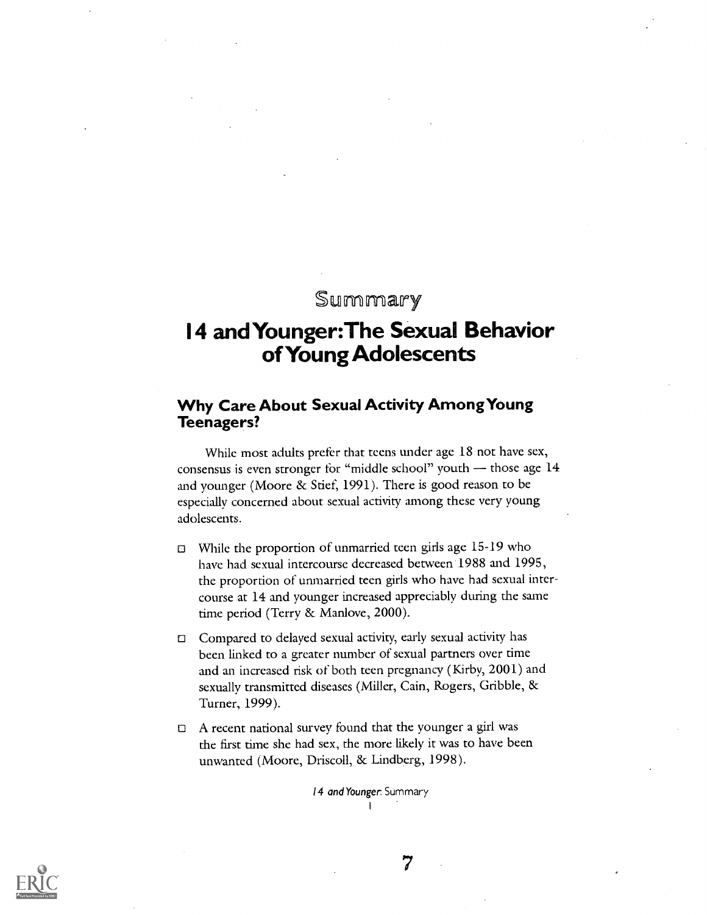# Summary

# 14 and Younger: The Sexual Behavior of Young Adolescents

## Why Care About Sexual Activity Among Young Teenagers?

While most adults prefer that teens under age 18 not have sex, consensus is even stronger for "middle school" youth — those age 14 and younger (Moore & Stief, 1991). There is good reason to be especially concerned about sexual activity among these very young adolescents.

- While the proportion of unmarried teen girls age 15-19 who have had sexual intercourse decreased between 1988 and 1995, the proportion of unmarried teen girls who have had sexual intercourse at 14 and younger increased appreciably during the same time period (Terry & Manlove, 2000).
- Compared to delayed sexual activity, early sexual activity has been linked to a greater number of sexual partners over time and an increased risk of both teen pregnancy (Kirby, 2001) and sexually transmitted diseases (Miller, Cain, Rogers, Gribble, & Turner, 1999).
- A recent national survey found that the younger a girl was the first time she had sex, the more likely it was to have been unwanted (Moore, Driscoll, & Lindberg, 1998).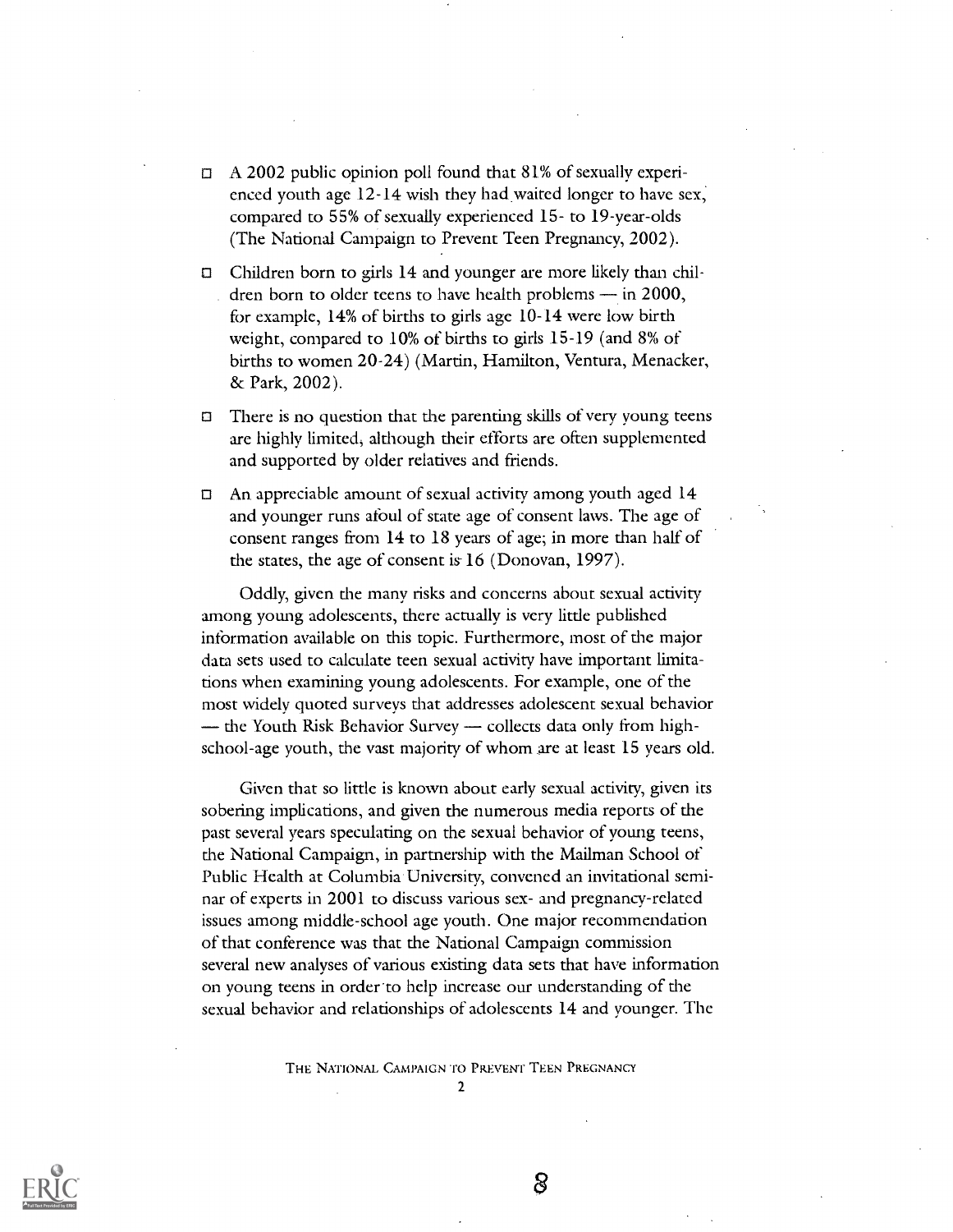- A 2002 public opinion poll found that 81% of sexually experienced youth age 12-14 wish they had waited longer to have sex, compared to 55% of sexually experienced 15- to 19-year-olds (The National Campaign to Prevent Teen Pregnancy, 2002).
- Children born to girls 14 and younger are more likely than children born to older teens to have health problems — in 2000, for example, 14% of births to girls age 10-14 were low birth weight, compared to 10% of births to girls 15-19 (and 8% of births to women 20-24) (Martin, Hamilton, Ventura, Menacker, & Park, 2002).
- There is no question that the parenting skills of very young teens are highly limited, although their efforts are often supplemented and supported by older relatives and friends.
- An appreciable amount of sexual activity among youth aged 14 and younger runs afoul of state age of consent laws. The age of consent ranges from 14 to 18 years of age; in more than half of the states, the age of consent is 16 (Donovan, 1997).

Oddly, given the many risks and concerns about sexual activity among young adolescents, there actually is very little published information available on this topic. Furthermore, most of the major data sets used to calculate teen sexual activity have important limitations when examining young adolescents. For example, one of the most widely quoted surveys that addresses adolescent sexual behavior — the Youth Risk Behavior Survey — collects data only from high-school-age youth, the vast majority of whom are at least 15 years old.

Given that so little is known about early sexual activity, given its sobering implications, and given the numerous media reports of the past several years speculating on the sexual behavior of young teens, the National Campaign, in partnership with the Mailman School of Public Health at Columbia University, convened an invitational seminar of experts in 2001 to discuss various sex- and pregnancy-related issues among middle-school age youth. One major recommendation of that conference was that the National Campaign commission several new analyses of various existing data sets that have information on young teens in order to help increase our understanding of the sexual behavior and relationships of adolescents 14 and younger. The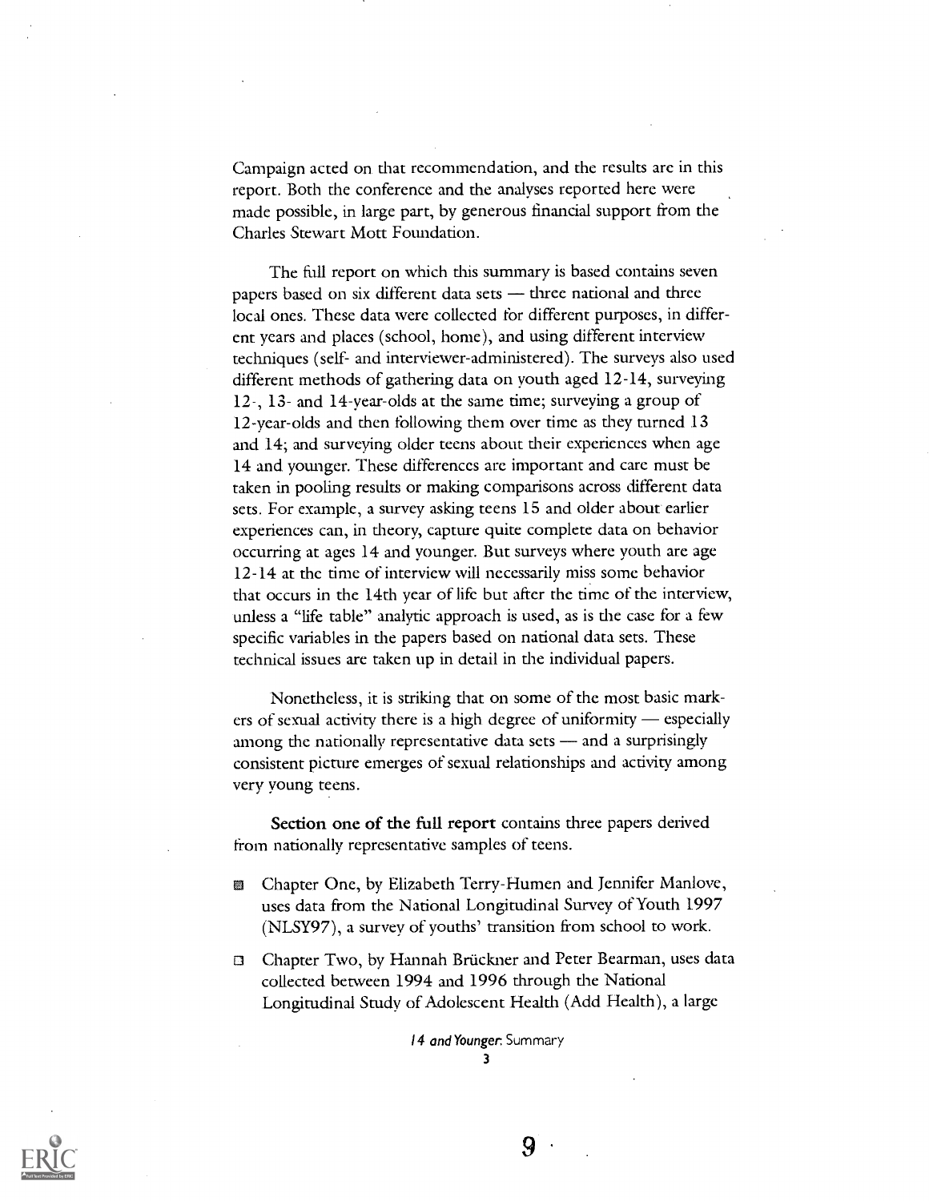Campaign acted on that recommendation, and the results are in this report. Both the conference and the analyses reported here were made possible, in large part, by generous financial support from the Charles Stewart Mott Foundation.

The full report on which this summary is based contains seven papers based on six different data sets — three national and three local ones. These data were collected for different purposes, in different years and places (school, home), and using different interview techniques (self- and interviewer-administered). The surveys also used different methods of gathering data on youth aged 12-14, surveying 12-, 13- and 14-year-olds at the same time; surveying a group of 12-year-olds and then following them over time as they turned 13 and 14; and surveying older teens about their experiences when age 14 and younger. These differences are important and care must be taken in pooling results or making comparisons across different data sets. For example, a survey asking teens 15 and older about earlier experiences can, in theory, capture quite complete data on behavior occurring at ages 14 and younger. But surveys where youth are age 12-14 at the time of interview will necessarily miss some behavior that occurs in the 14th year of life but after the time of the interview, unless a "life table" analytic approach is used, as is the case for a few specific variables in the papers based on national data sets. These technical issues are taken up in detail in the individual papers.

Nonetheless, it is striking that on some of the most basic markers of sexual activity there is a high degree of uniformity — especially among the nationally representative data sets — and a surprisingly consistent picture emerges of sexual relationships and activity among very young teens.

**Section one of the full report** contains three papers derived from nationally representative samples of teens.

- Chapter One, by Elizabeth Terry-Humen and Jennifer Manlove, uses data from the National Longitudinal Survey of Youth 1997 (NLSY97), a survey of youths' transition from school to work.
- Chapter Two, by Hannah Brückner and Peter Bearman, uses data collected between 1994 and 1996 through the National Longitudinal Study of Adolescent Health (Add Health), a large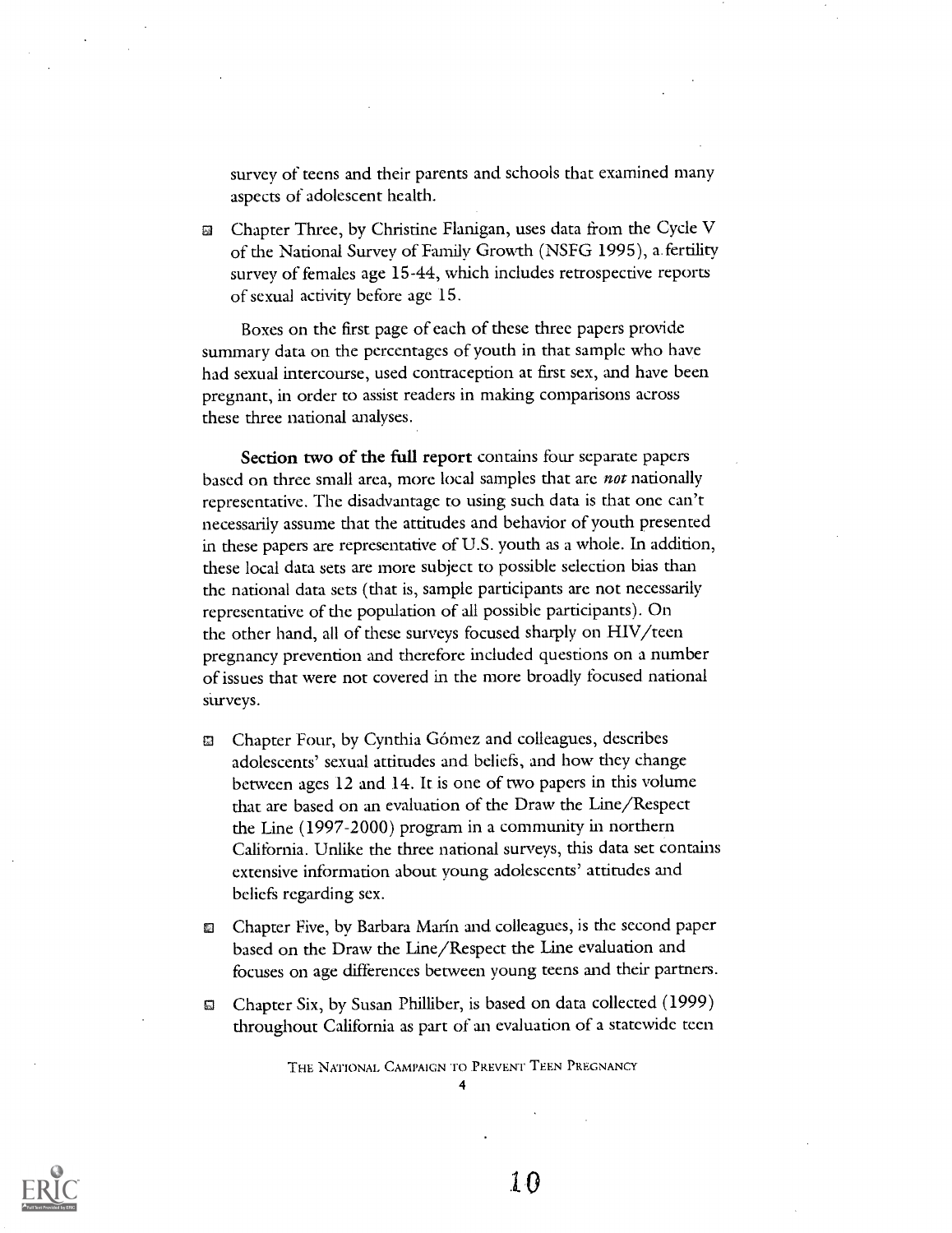survey of teens and their parents and schools that examined many aspects of adolescent health.

- Chapter Three, by Christine Flanigan, uses data from the Cycle V of the National Survey of Family Growth (NSFG 1995), a fertility survey of females age 15-44, which includes retrospective reports of sexual activity before age 15.

Boxes on the first page of each of these three papers provide summary data on the percentages of youth in that sample who have had sexual intercourse, used contraception at first sex, and have been pregnant, in order to assist readers in making comparisons across these three national analyses.

**Section two of the full report** contains four separate papers based on three small area, more local samples that are *not* nationally representative. The disadvantage to using such data is that one can't necessarily assume that the attitudes and behavior of youth presented in these papers are representative of U.S. youth as a whole. In addition, these local data sets are more subject to possible selection bias than the national data sets (that is, sample participants are not necessarily representative of the population of all possible participants). On the other hand, all of these surveys focused sharply on HIV/teen pregnancy prevention and therefore included questions on a number of issues that were not covered in the more broadly focused national surveys.

- Chapter Four, by Cynthia Gómez and colleagues, describes adolescents' sexual attitudes and beliefs, and how they change between ages 12 and 14. It is one of two papers in this volume that are based on an evaluation of the Draw the Line/Respect the Line (1997-2000) program in a community in northern California. Unlike the three national surveys, this data set contains extensive information about young adolescents' attitudes and beliefs regarding sex.

- Chapter Five, by Barbara Marín and colleagues, is the second paper based on the Draw the Line/Respect the Line evaluation and focuses on age differences between young teens and their partners.

- Chapter Six, by Susan Philliber, is based on data collected (1999) throughout California as part of an evaluation of a statewide teen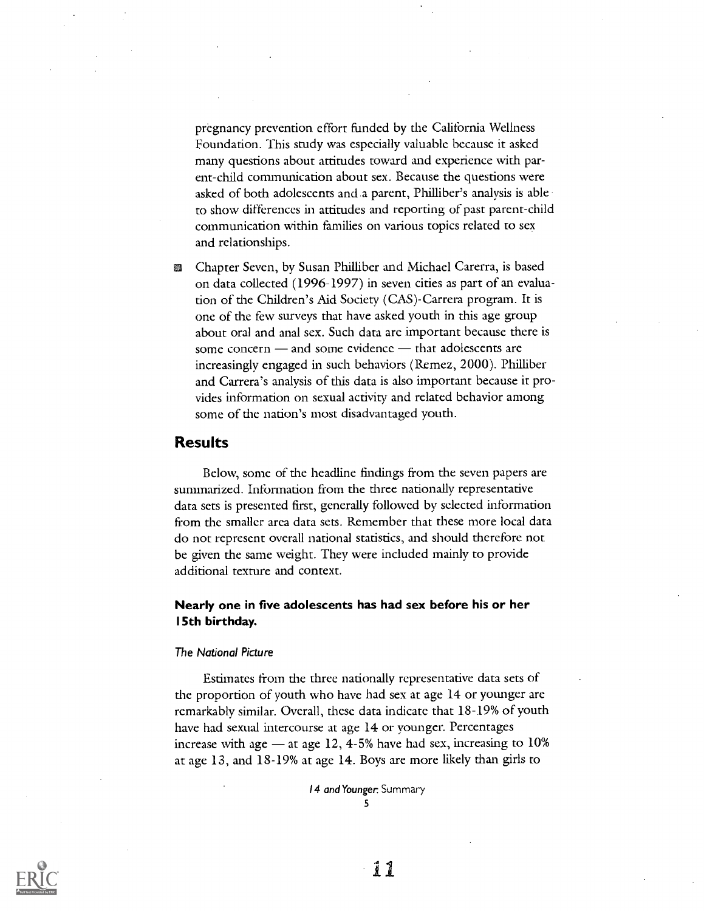pregnancy prevention effort funded by the California Wellness Foundation. This study was especially valuable because it asked many questions about attitudes toward and experience with parent-child communication about sex. Because the questions were asked of both adolescents and a parent, Philliber's analysis is able to show differences in attitudes and reporting of past parent-child communication within families on various topics related to sex and relationships.

- Chapter Seven, by Susan Philliber and Michael Carerra, is based on data collected (1996-1997) in seven cities as part of an evaluation of the Children's Aid Society (CAS)-Carrera program. It is one of the few surveys that have asked youth in this age group about oral and anal sex. Such data are important because there is some concern — and some evidence — that adolescents are increasingly engaged in such behaviors (Remez, 2000). Philliber and Carrera's analysis of this data is also important because it provides information on sexual activity and related behavior among some of the nation's most disadvantaged youth.

## Results

Below, some of the headline findings from the seven papers are summarized. Information from the three nationally representative data sets is presented first, generally followed by selected information from the smaller area data sets. Remember that these more local data do not represent overall national statistics, and should therefore not be given the same weight. They were included mainly to provide additional texture and context.

### Nearly one in five adolescents has had sex before his or her 15th birthday.

#### *The National Picture*

Estimates from the three nationally representative data sets of the proportion of youth who have had sex at age 14 or younger are remarkably similar. Overall, these data indicate that 18-19% of youth have had sexual intercourse at age 14 or younger. Percentages increase with age — at age 12, 4-5% have had sex, increasing to 10% at age 13, and 18-19% at age 14. Boys are more likely than girls to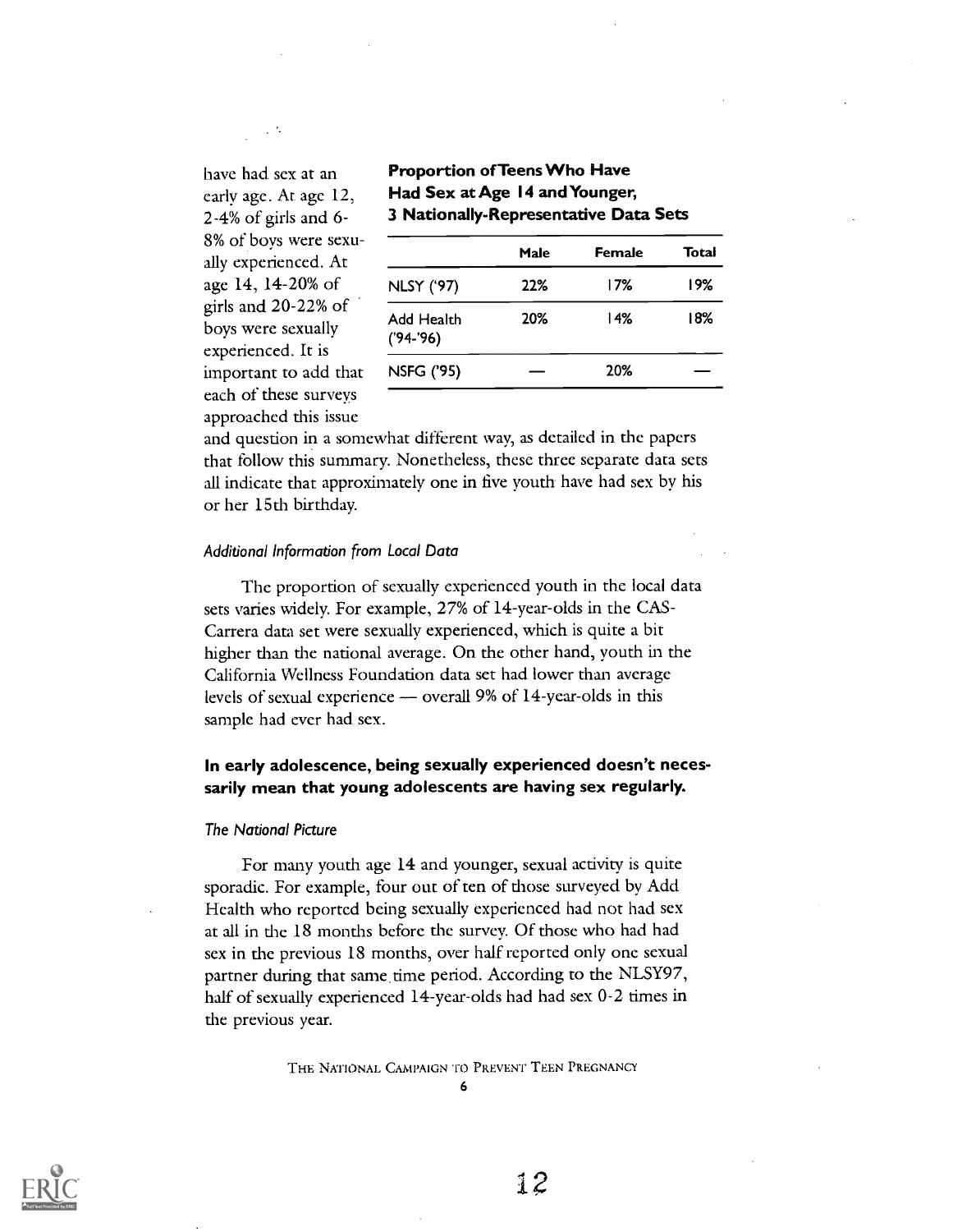have had sex at an early age. At age 12, 2-4% of girls and 6-8% of boys were sexually experienced. At age 14, 14-20% of girls and 20-22% of boys were sexually experienced. It is important to add that each of these surveys approached this issue and question in a somewhat different way, as detailed in the papers that follow this summary. Nonetheless, these three separate data sets all indicate that approximately one in five youth have had sex by his or her 15th birthday.

**Proportion of Teens Who Have Had Sex at Age 14 and Younger, 3 Nationally-Representative Data Sets**

| | Male | Female | Total |
|---|---|---|---|
| NLSY ('97) | 22% | 17% | 19% |
| Add Health ('94-'96) | 20% | 14% | 18% |
| NSFG ('95) | — | 20% | — |

*Additional Information from Local Data*

The proportion of sexually experienced youth in the local data sets varies widely. For example, 27% of 14-year-olds in the CAS-Carrera data set were sexually experienced, which is quite a bit higher than the national average. On the other hand, youth in the California Wellness Foundation data set had lower than average levels of sexual experience — overall 9% of 14-year-olds in this sample had ever had sex.

**In early adolescence, being sexually experienced doesn't necessarily mean that young adolescents are having sex regularly.**

*The National Picture*

For many youth age 14 and younger, sexual activity is quite sporadic. For example, four out of ten of those surveyed by Add Health who reported being sexually experienced had not had sex at all in the 18 months before the survey. Of those who had had sex in the previous 18 months, over half reported only one sexual partner during that same time period. According to the NLSY97, half of sexually experienced 14-year-olds had had sex 0-2 times in the previous year.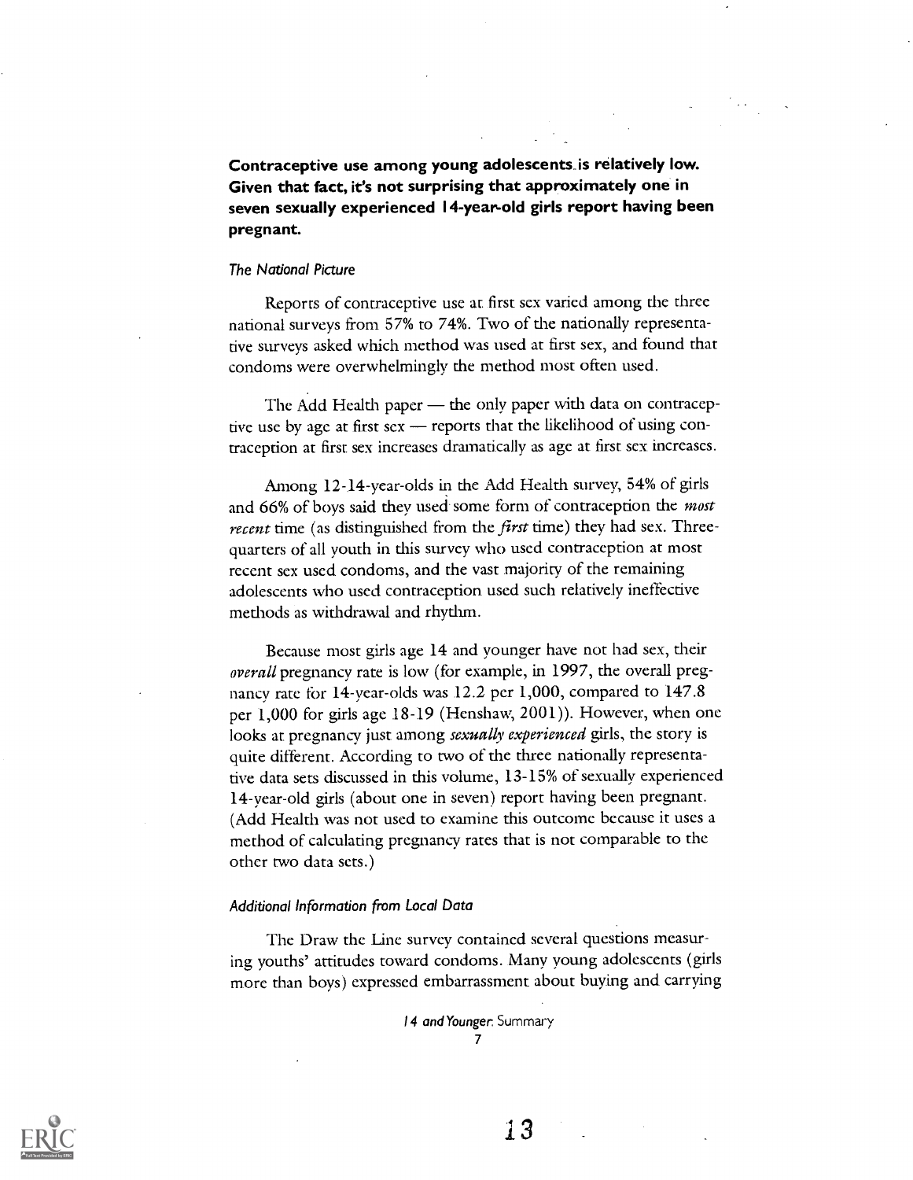**Contraceptive use among young adolescents is relatively low. Given that fact, it's not surprising that approximately one in seven sexually experienced 14-year-old girls report having been pregnant.**

*The National Picture*

Reports of contraceptive use at first sex varied among the three national surveys from 57% to 74%. Two of the nationally representative surveys asked which method was used at first sex, and found that condoms were overwhelmingly the method most often used.

The Add Health paper — the only paper with data on contraceptive use by age at first sex — reports that the likelihood of using contraception at first sex increases dramatically as age at first sex increases.

Among 12-14-year-olds in the Add Health survey, 54% of girls and 66% of boys said they used some form of contraception the *most recent* time (as distinguished from the *first* time) they had sex. Three-quarters of all youth in this survey who used contraception at most recent sex used condoms, and the vast majority of the remaining adolescents who used contraception used such relatively ineffective methods as withdrawal and rhythm.

Because most girls age 14 and younger have not had sex, their *overall* pregnancy rate is low (for example, in 1997, the overall pregnancy rate for 14-year-olds was 12.2 per 1,000, compared to 147.8 per 1,000 for girls age 18-19 (Henshaw, 2001)). However, when one looks at pregnancy just among *sexually experienced* girls, the story is quite different. According to two of the three nationally representative data sets discussed in this volume, 13-15% of sexually experienced 14-year-old girls (about one in seven) report having been pregnant. (Add Health was not used to examine this outcome because it uses a method of calculating pregnancy rates that is not comparable to the other two data sets.)

*Additional Information from Local Data*

The Draw the Line survey contained several questions measuring youths' attitudes toward condoms. Many young adolescents (girls more than boys) expressed embarrassment about buying and carrying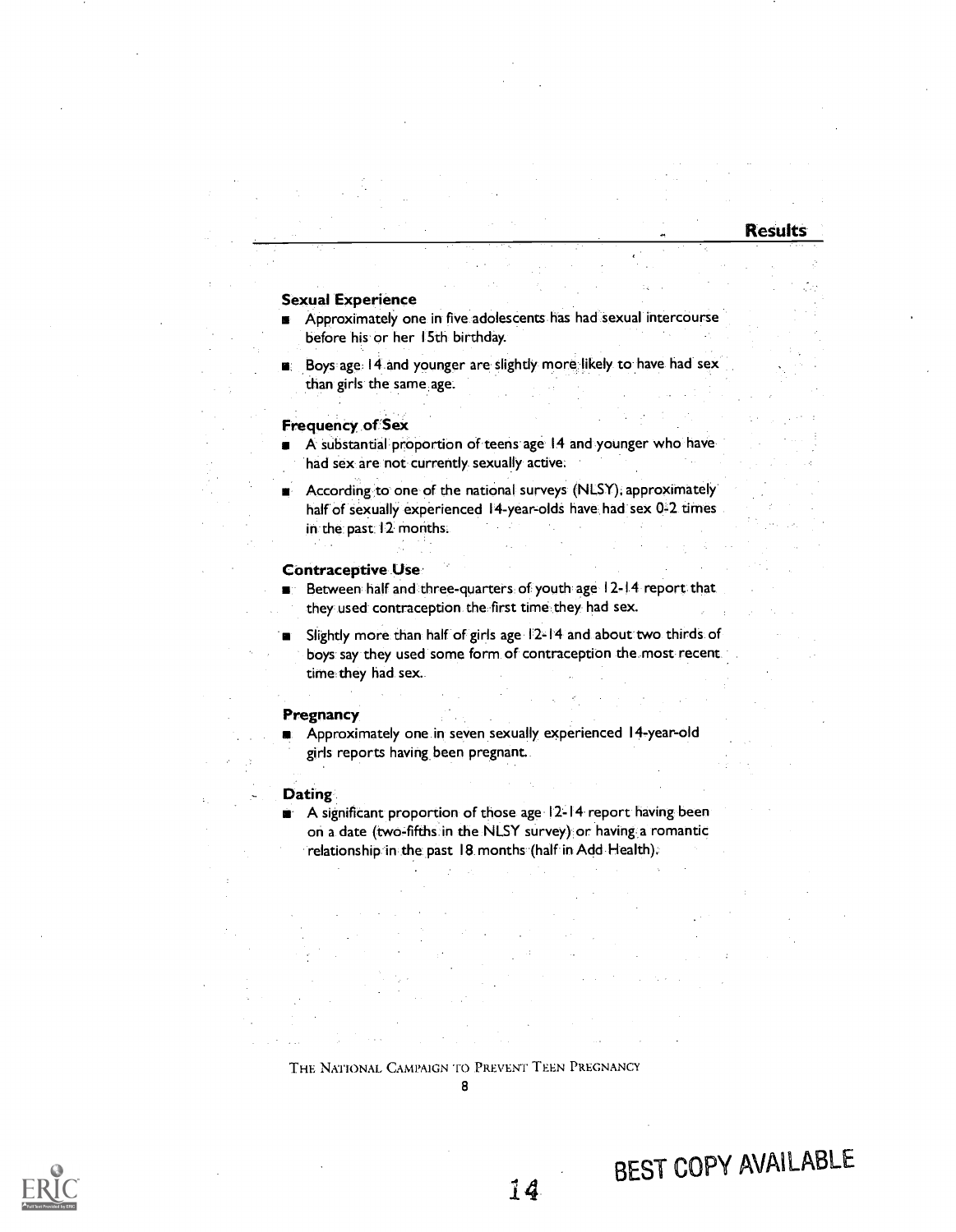# Results

### Sexual Experience

- Approximately one in five adolescents has had sexual intercourse before his or her 15th birthday.
- Boys age 14 and younger are slightly more likely to have had sex than girls the same age.

### Frequency of Sex

- A substantial proportion of teens age 14 and younger who have had sex are not currently sexually active.
- According to one of the national surveys (NLSY), approximately half of sexually experienced 14-year-olds have had sex 0-2 times in the past 12 months.

### Contraceptive Use

- Between half and three-quarters of youth age 12-14 report that they used contraception the first time they had sex.
- Slightly more than half of girls age 12-14 and about two thirds of boys say they used some form of contraception the most recent time they had sex.

### Pregnancy

- Approximately one in seven sexually experienced 14-year-old girls reports having been pregnant.

### Dating

- A significant proportion of those age 12-14 report having been on a date (two-fifths in the NLSY survey) or having a romantic relationship in the past 18 months (half in Add Health).

BEST COPY AVAILABLE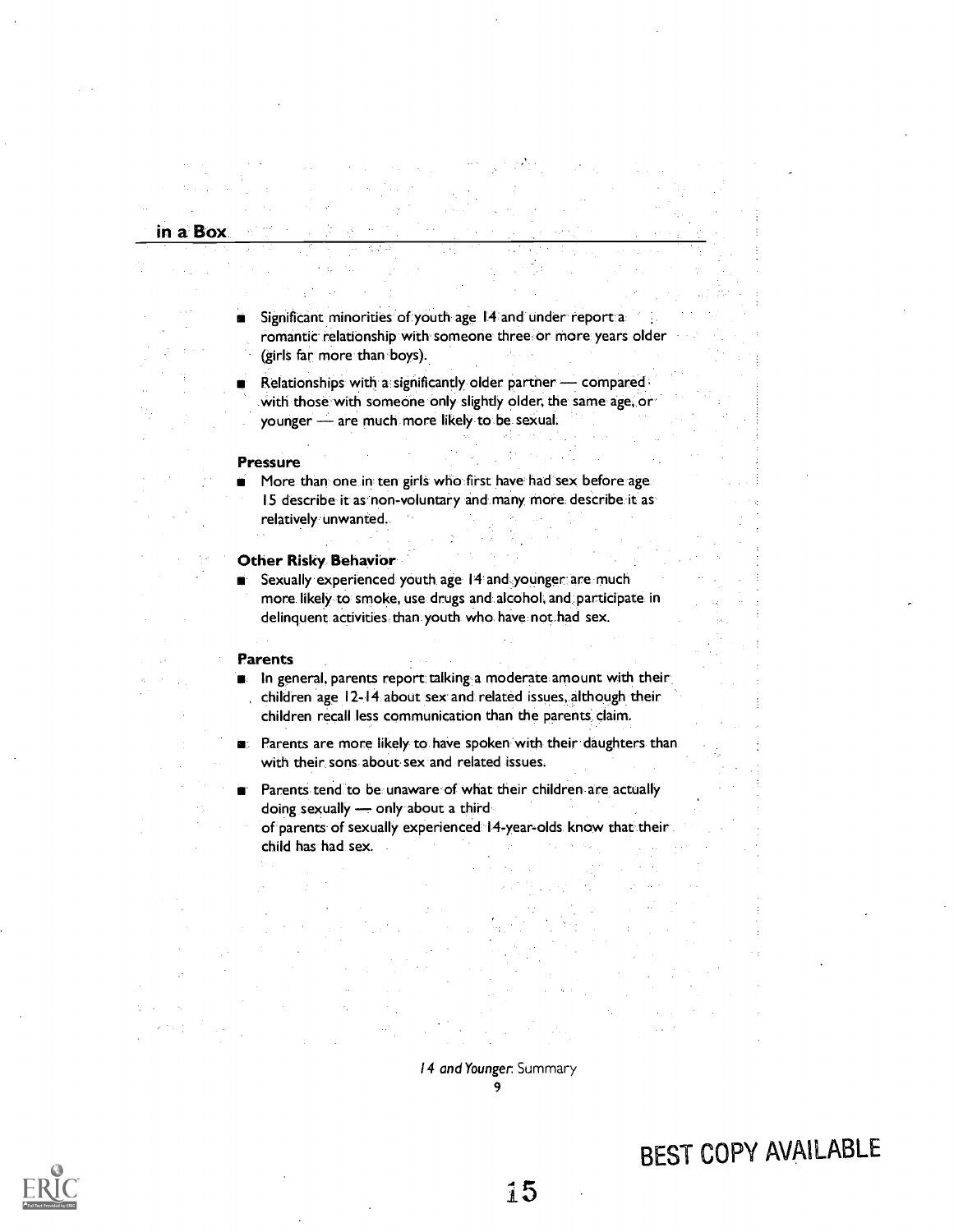- Significant minorities of youth age 14 and under report a romantic relationship with someone three or more years older (girls far more than boys).
- Relationships with a significantly older partner — compared with those with someone only slightly older, the same age, or younger — are much more likely to be sexual.

### Pressure

- More than one in ten girls who first have had sex before age 15 describe it as non-voluntary and many more describe it as relatively unwanted.

### Other Risky Behavior

- Sexually experienced youth age 14 and younger are much more likely to smoke, use drugs and alcohol, and participate in delinquent activities than youth who have not had sex.

### Parents

- In general, parents report talking a moderate amount with their children age 12-14 about sex and related issues, although their children recall less communication than the parents claim.
- Parents are more likely to have spoken with their daughters than with their sons about sex and related issues.
- Parents tend to be unaware of what their children are actually doing sexually — only about a third of parents of sexually experienced 14-year-olds know that their child has had sex.

BEST COPY AVAILABLE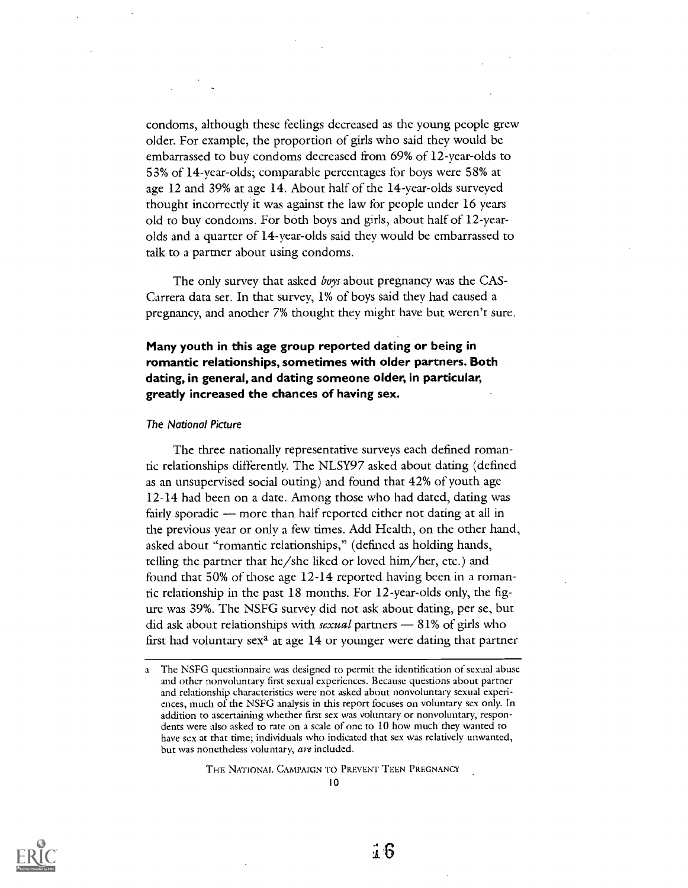condoms, although these feelings decreased as the young people grew older. For example, the proportion of girls who said they would be embarrassed to buy condoms decreased from 69% of 12-year-olds to 53% of 14-year-olds; comparable percentages for boys were 58% at age 12 and 39% at age 14. About half of the 14-year-olds surveyed thought incorrectly it was against the law for people under 16 years old to buy condoms. For both boys and girls, about half of 12-year-olds and a quarter of 14-year-olds said they would be embarrassed to talk to a partner about using condoms.

The only survey that asked *boys* about pregnancy was the CAS-Carrera data set. In that survey, 1% of boys said they had caused a pregnancy, and another 7% thought they might have but weren't sure.

**Many youth in this age group reported dating or being in romantic relationships, sometimes with older partners. Both dating, in general, and dating someone older, in particular, greatly increased the chances of having sex.**

*The National Picture*

The three nationally representative surveys each defined romantic relationships differently. The NLSY97 asked about dating (defined as an unsupervised social outing) and found that 42% of youth age 12-14 had been on a date. Among those who had dated, dating was fairly sporadic — more than half reported either not dating at all in the previous year or only a few times. Add Health, on the other hand, asked about "romantic relationships," (defined as holding hands, telling the partner that he/she liked or loved him/her, etc.) and found that 50% of those age 12-14 reported having been in a romantic relationship in the past 18 months. For 12-year-olds only, the figure was 39%. The NSFG survey did not ask about dating, per se, but did ask about relationships with *sexual* partners — 81% of girls who first had voluntary sex[a] at age 14 or younger were dating that partner

[a] The NSFG questionnaire was designed to permit the identification of sexual abuse and other nonvoluntary first sexual experiences. Because questions about partner and relationship characteristics were not asked about nonvoluntary sexual experiences, much of the NSFG analysis in this report focuses on voluntary sex only. In addition to ascertaining whether first sex was voluntary or nonvoluntary, respondents were also asked to rate on a scale of one to 10 how much they wanted to have sex at that time; individuals who indicated that sex was relatively unwanted, but was nonetheless voluntary, *are* included.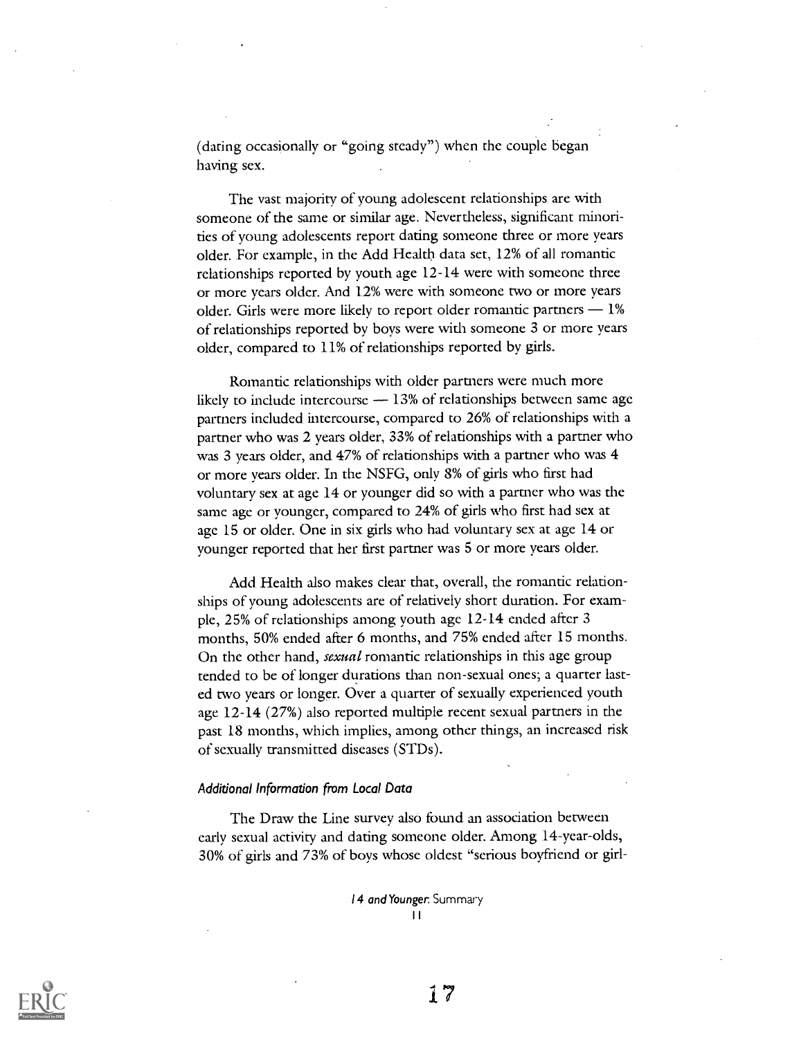(dating occasionally or "going steady") when the couple began having sex.

The vast majority of young adolescent relationships are with someone of the same or similar age. Nevertheless, significant minorities of young adolescents report dating someone three or more years older. For example, in the Add Health data set, 12% of all romantic relationships reported by youth age 12-14 were with someone three or more years older. And 12% were with someone two or more years older. Girls were more likely to report older romantic partners — 1% of relationships reported by boys were with someone 3 or more years older, compared to 11% of relationships reported by girls.

Romantic relationships with older partners were much more likely to include intercourse — 13% of relationships between same age partners included intercourse, compared to 26% of relationships with a partner who was 2 years older, 33% of relationships with a partner who was 3 years older, and 47% of relationships with a partner who was 4 or more years older. In the NSFG, only 8% of girls who first had voluntary sex at age 14 or younger did so with a partner who was the same age or younger, compared to 24% of girls who first had sex at age 15 or older. One in six girls who had voluntary sex at age 14 or younger reported that her first partner was 5 or more years older.

Add Health also makes clear that, overall, the romantic relationships of young adolescents are of relatively short duration. For example, 25% of relationships among youth age 12-14 ended after 3 months, 50% ended after 6 months, and 75% ended after 15 months. On the other hand, *sexual* romantic relationships in this age group tended to be of longer durations than non-sexual ones; a quarter lasted two years or longer. Over a quarter of sexually experienced youth age 12-14 (27%) also reported multiple recent sexual partners in the past 18 months, which implies, among other things, an increased risk of sexually transmitted diseases (STDs).

#### *Additional Information from Local Data*

The Draw the Line survey also found an association between early sexual activity and dating someone older. Among 14-year-olds, 30% of girls and 73% of boys whose oldest "serious boyfriend or girl-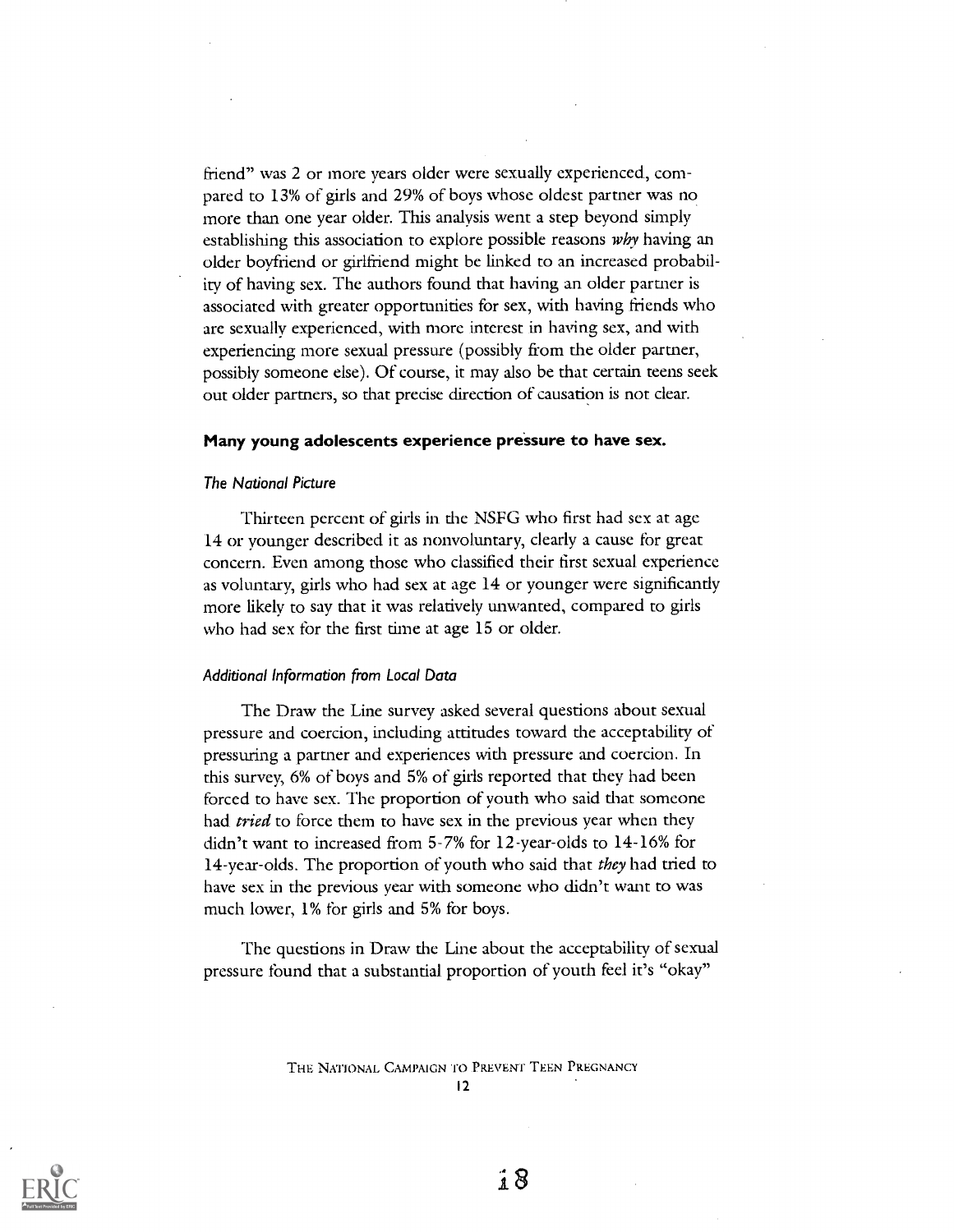friend" was 2 or more years older were sexually experienced, compared to 13% of girls and 29% of boys whose oldest partner was no more than one year older. This analysis went a step beyond simply establishing this association to explore possible reasons *why* having an older boyfriend or girlfriend might be linked to an increased probability of having sex. The authors found that having an older partner is associated with greater opportunities for sex, with having friends who are sexually experienced, with more interest in having sex, and with experiencing more sexual pressure (possibly from the older partner, possibly someone else). Of course, it may also be that certain teens seek out older partners, so that precise direction of causation is not clear.

**Many young adolescents experience pressure to have sex.**

*The National Picture*

Thirteen percent of girls in the NSFG who first had sex at age 14 or younger described it as nonvoluntary, clearly a cause for great concern. Even among those who classified their first sexual experience as voluntary, girls who had sex at age 14 or younger were significantly more likely to say that it was relatively unwanted, compared to girls who had sex for the first time at age 15 or older.

*Additional Information from Local Data*

The Draw the Line survey asked several questions about sexual pressure and coercion, including attitudes toward the acceptability of pressuring a partner and experiences with pressure and coercion. In this survey, 6% of boys and 5% of girls reported that they had been forced to have sex. The proportion of youth who said that someone had *tried* to force them to have sex in the previous year when they didn't want to increased from 5-7% for 12-year-olds to 14-16% for 14-year-olds. The proportion of youth who said that *they* had tried to have sex in the previous year with someone who didn't want to was much lower, 1% for girls and 5% for boys.

The questions in Draw the Line about the acceptability of sexual pressure found that a substantial proportion of youth feel it's "okay"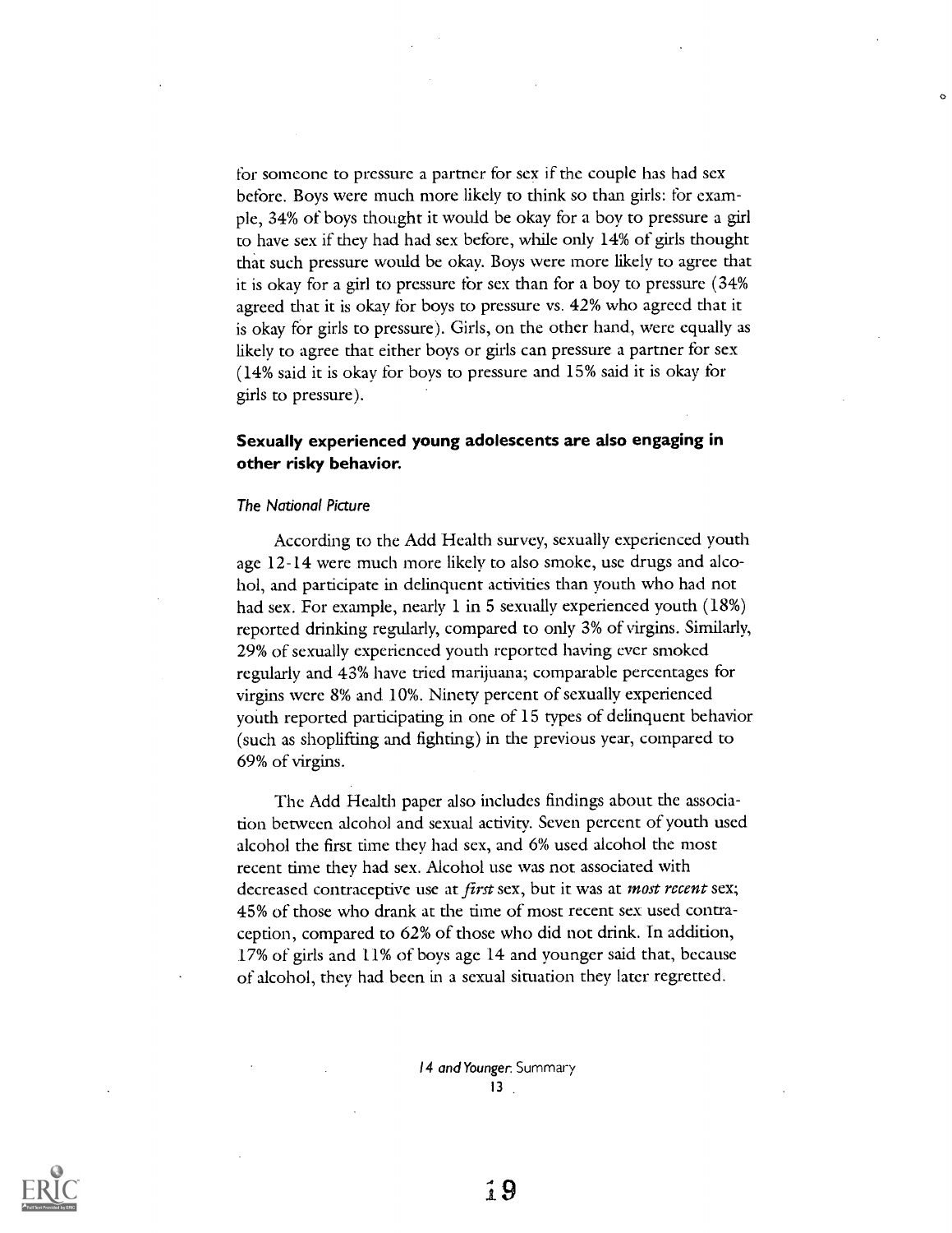for someone to pressure a partner for sex if the couple has had sex before. Boys were much more likely to think so than girls: for example, 34% of boys thought it would be okay for a boy to pressure a girl to have sex if they had had sex before, while only 14% of girls thought that such pressure would be okay. Boys were more likely to agree that it is okay for a girl to pressure for sex than for a boy to pressure (34% agreed that it is okay for boys to pressure vs. 42% who agreed that it is okay for girls to pressure). Girls, on the other hand, were equally as likely to agree that either boys or girls can pressure a partner for sex (14% said it is okay for boys to pressure and 15% said it is okay for girls to pressure).

### Sexually experienced young adolescents are also engaging in other risky behavior.

*The National Picture*

According to the Add Health survey, sexually experienced youth age 12-14 were much more likely to also smoke, use drugs and alcohol, and participate in delinquent activities than youth who had not had sex. For example, nearly 1 in 5 sexually experienced youth (18%) reported drinking regularly, compared to only 3% of virgins. Similarly, 29% of sexually experienced youth reported having ever smoked regularly and 43% have tried marijuana; comparable percentages for virgins were 8% and 10%. Ninety percent of sexually experienced youth reported participating in one of 15 types of delinquent behavior (such as shoplifting and fighting) in the previous year, compared to 69% of virgins.

The Add Health paper also includes findings about the association between alcohol and sexual activity. Seven percent of youth used alcohol the first time they had sex, and 6% used alcohol the most recent time they had sex. Alcohol use was not associated with decreased contraceptive use at *first* sex, but it was at *most recent* sex; 45% of those who drank at the time of most recent sex used contraception, compared to 62% of those who did not drink. In addition, 17% of girls and 11% of boys age 14 and younger said that, because of alcohol, they had been in a sexual situation they later regretted.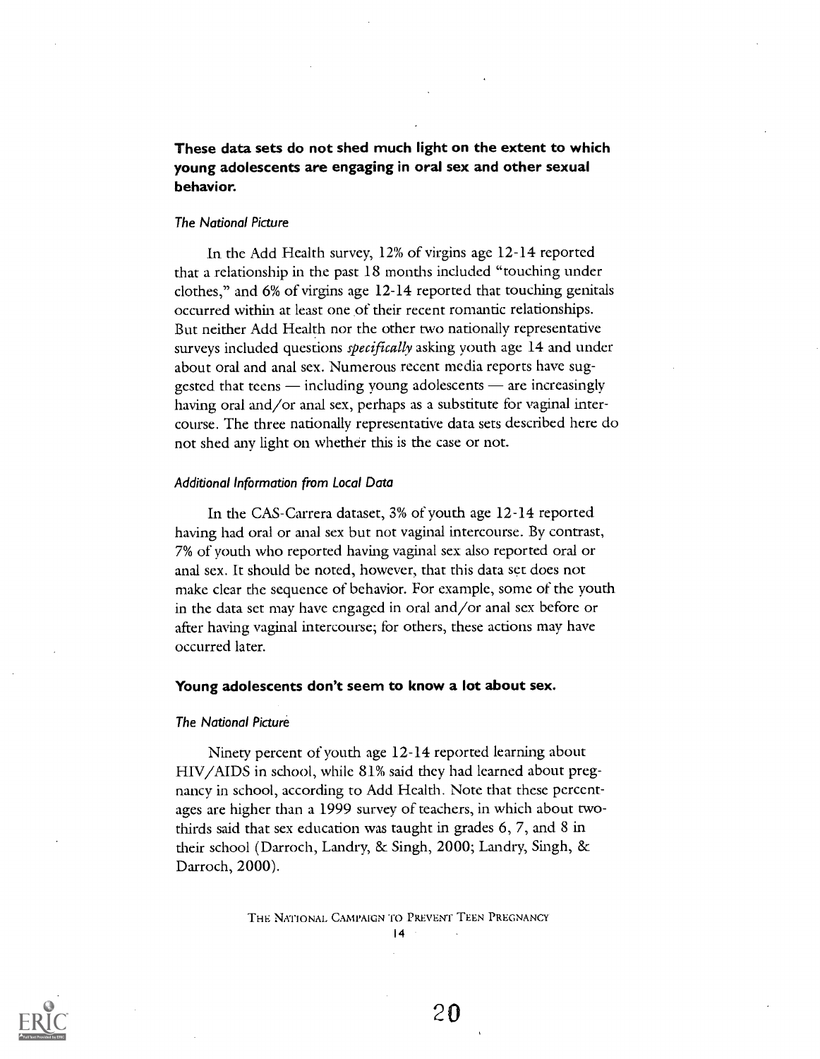**These data sets do not shed much light on the extent to which young adolescents are engaging in oral sex and other sexual behavior.**

*The National Picture*

In the Add Health survey, 12% of virgins age 12-14 reported that a relationship in the past 18 months included "touching under clothes," and 6% of virgins age 12-14 reported that touching genitals occurred within at least one of their recent romantic relationships. But neither Add Health nor the other two nationally representative surveys included questions *specifically* asking youth age 14 and under about oral and anal sex. Numerous recent media reports have suggested that teens — including young adolescents — are increasingly having oral and/or anal sex, perhaps as a substitute for vaginal intercourse. The three nationally representative data sets described here do not shed any light on whether this is the case or not.

*Additional Information from Local Data*

In the CAS-Carrera dataset, 3% of youth age 12-14 reported having had oral or anal sex but not vaginal intercourse. By contrast, 7% of youth who reported having vaginal sex also reported oral or anal sex. It should be noted, however, that this data set does not make clear the sequence of behavior. For example, some of the youth in the data set may have engaged in oral and/or anal sex before or after having vaginal intercourse; for others, these actions may have occurred later.

**Young adolescents don't seem to know a lot about sex.**

*The National Picture*

Ninety percent of youth age 12-14 reported learning about HIV/AIDS in school, while 81% said they had learned about pregnancy in school, according to Add Health. Note that these percentages are higher than a 1999 survey of teachers, in which about two-thirds said that sex education was taught in grades 6, 7, and 8 in their school (Darroch, Landry, & Singh, 2000; Landry, Singh, & Darroch, 2000).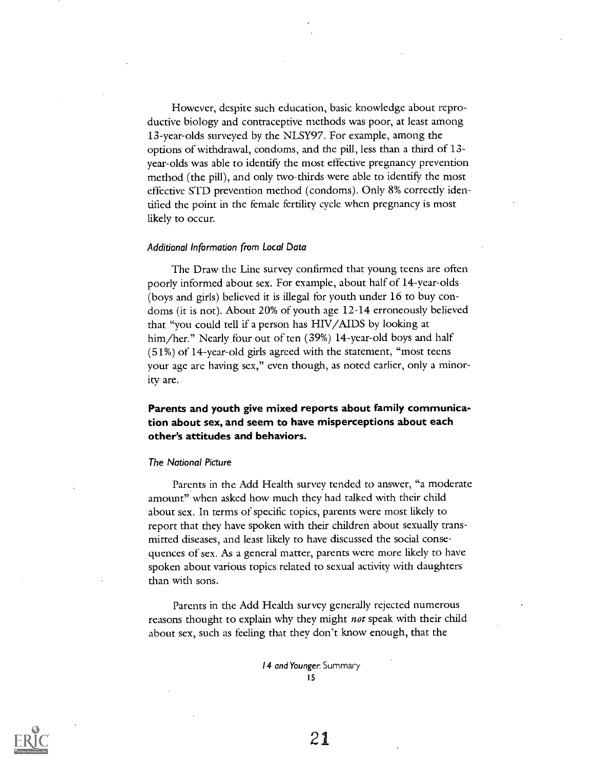However, despite such education, basic knowledge about reproductive biology and contraceptive methods was poor, at least among 13-year-olds surveyed by the NLSY97. For example, among the options of withdrawal, condoms, and the pill, less than a third of 13-year-olds was able to identify the most effective pregnancy prevention method (the pill), and only two-thirds were able to identify the most effective STD prevention method (condoms). Only 8% correctly identified the point in the female fertility cycle when pregnancy is most likely to occur.

#### *Additional Information from Local Data*

The Draw the Line survey confirmed that young teens are often poorly informed about sex. For example, about half of 14-year-olds (boys and girls) believed it is illegal for youth under 16 to buy condoms (it is not). About 20% of youth age 12-14 erroneously believed that "you could tell if a person has HIV/AIDS by looking at him/her." Nearly four out of ten (39%) 14-year-old boys and half (51%) of 14-year-old girls agreed with the statement, "most teens your age are having sex," even though, as noted earlier, only a minority are.

### **Parents and youth give mixed reports about family communication about sex, and seem to have misperceptions about each other's attitudes and behaviors.**

#### *The National Picture*

Parents in the Add Health survey tended to answer, "a moderate amount" when asked how much they had talked with their child about sex. In terms of specific topics, parents were most likely to report that they have spoken with their children about sexually transmitted diseases, and least likely to have discussed the social consequences of sex. As a general matter, parents were more likely to have spoken about various topics related to sexual activity with daughters than with sons.

Parents in the Add Health survey generally rejected numerous reasons thought to explain why they might *not* speak with their child about sex, such as feeling that they don't know enough, that the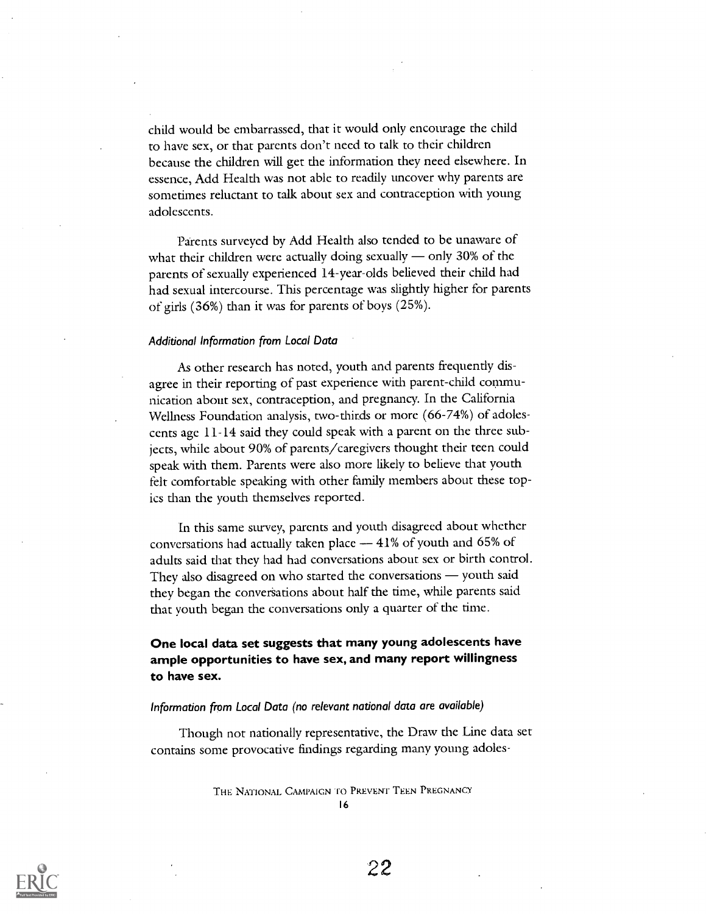child would be embarrassed, that it would only encourage the child to have sex, or that parents don't need to talk to their children because the children will get the information they need elsewhere. In essence, Add Health was not able to readily uncover why parents are sometimes reluctant to talk about sex and contraception with young adolescents.

Parents surveyed by Add Health also tended to be unaware of what their children were actually doing sexually — only 30% of the parents of sexually experienced 14-year-olds believed their child had had sexual intercourse. This percentage was slightly higher for parents of girls (36%) than it was for parents of boys (25%).

*Additional Information from Local Data*

As other research has noted, youth and parents frequently disagree in their reporting of past experience with parent-child communication about sex, contraception, and pregnancy. In the California Wellness Foundation analysis, two-thirds or more (66-74%) of adolescents age 11-14 said they could speak with a parent on the three subjects, while about 90% of parents/caregivers thought their teen could speak with them. Parents were also more likely to believe that youth felt comfortable speaking with other family members about these topics than the youth themselves reported.

In this same survey, parents and youth disagreed about whether conversations had actually taken place — 41% of youth and 65% of adults said that they had had conversations about sex or birth control. They also disagreed on who started the conversations — youth said they began the conversations about half the time, while parents said that youth began the conversations only a quarter of the time.

**One local data set suggests that many young adolescents have ample opportunities to have sex, and many report willingness to have sex.**

*Information from Local Data (no relevant national data are available)*

Though not nationally representative, the Draw the Line data set contains some provocative findings regarding many young adoles-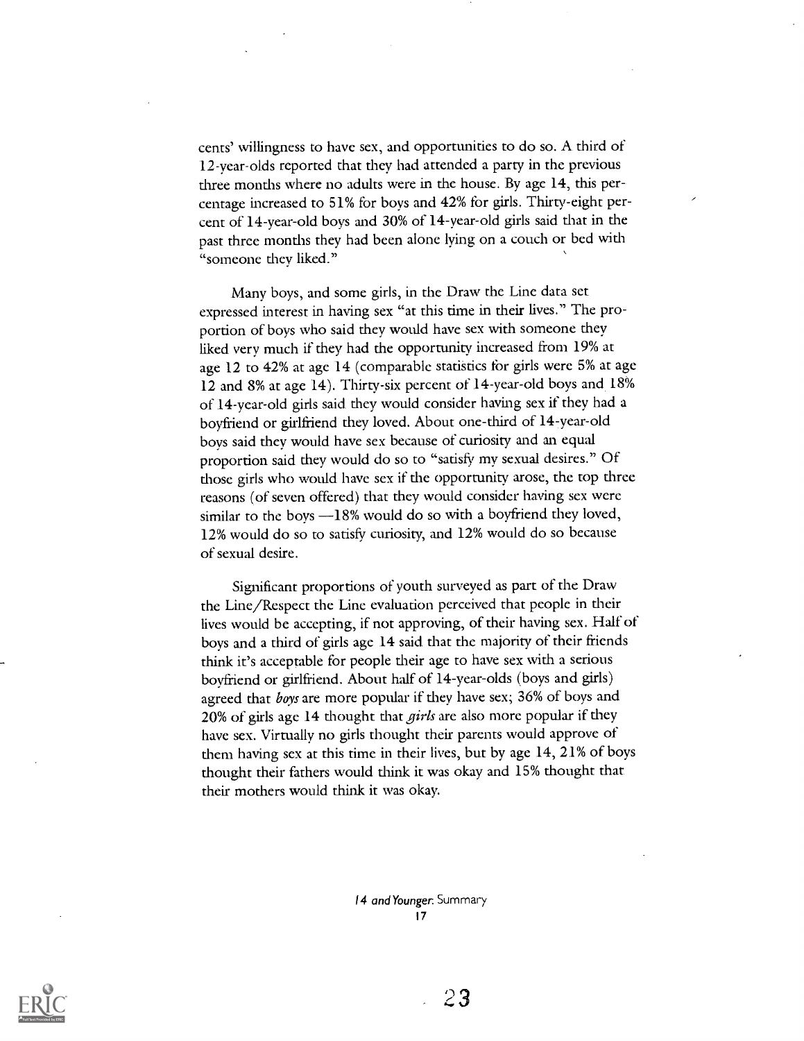cents' willingness to have sex, and opportunities to do so. A third of 12-year-olds reported that they had attended a party in the previous three months where no adults were in the house. By age 14, this percentage increased to 51% for boys and 42% for girls. Thirty-eight percent of 14-year-old boys and 30% of 14-year-old girls said that in the past three months they had been alone lying on a couch or bed with "someone they liked."

Many boys, and some girls, in the Draw the Line data set expressed interest in having sex "at this time in their lives." The proportion of boys who said they would have sex with someone they liked very much if they had the opportunity increased from 19% at age 12 to 42% at age 14 (comparable statistics for girls were 5% at age 12 and 8% at age 14). Thirty-six percent of 14-year-old boys and 18% of 14-year-old girls said they would consider having sex if they had a boyfriend or girlfriend they loved. About one-third of 14-year-old boys said they would have sex because of curiosity and an equal proportion said they would do so to "satisfy my sexual desires." Of those girls who would have sex if the opportunity arose, the top three reasons (of seven offered) that they would consider having sex were similar to the boys —18% would do so with a boyfriend they loved, 12% would do so to satisfy curiosity, and 12% would do so because of sexual desire.

Significant proportions of youth surveyed as part of the Draw the Line/Respect the Line evaluation perceived that people in their lives would be accepting, if not approving, of their having sex. Half of boys and a third of girls age 14 said that the majority of their friends think it's acceptable for people their age to have sex with a serious boyfriend or girlfriend. About half of 14-year-olds (boys and girls) agreed that *boys* are more popular if they have sex; 36% of boys and 20% of girls age 14 thought that *girls* are also more popular if they have sex. Virtually no girls thought their parents would approve of them having sex at this time in their lives, but by age 14, 21% of boys thought their fathers would think it was okay and 15% thought that their mothers would think it was okay.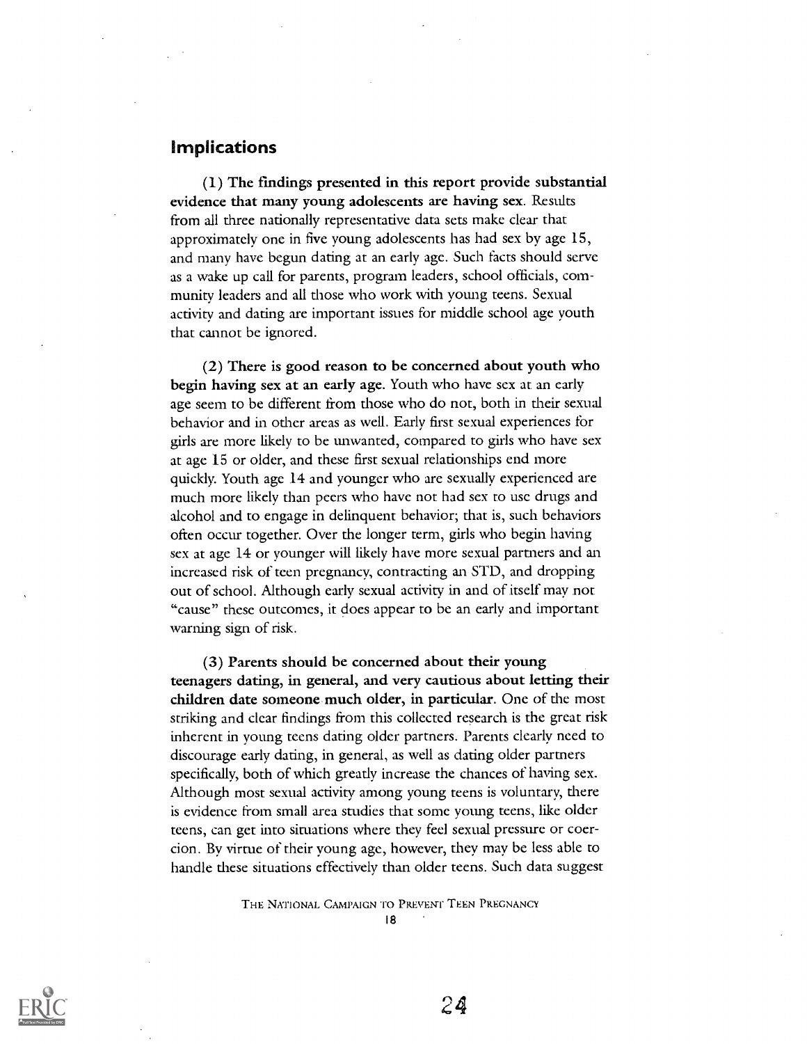## Implications

(1) **The findings presented in this report provide substantial evidence that many young adolescents are having sex.** Results from all three nationally representative data sets make clear that approximately one in five young adolescents has had sex by age 15, and many have begun dating at an early age. Such facts should serve as a wake up call for parents, program leaders, school officials, community leaders and all those who work with young teens. Sexual activity and dating are important issues for middle school age youth that cannot be ignored.

(2) **There is good reason to be concerned about youth who begin having sex at an early age.** Youth who have sex at an early age seem to be different from those who do not, both in their sexual behavior and in other areas as well. Early first sexual experiences for girls are more likely to be unwanted, compared to girls who have sex at age 15 or older, and these first sexual relationships end more quickly. Youth age 14 and younger who are sexually experienced are much more likely than peers who have not had sex to use drugs and alcohol and to engage in delinquent behavior; that is, such behaviors often occur together. Over the longer term, girls who begin having sex at age 14 or younger will likely have more sexual partners and an increased risk of teen pregnancy, contracting an STD, and dropping out of school. Although early sexual activity in and of itself may not "cause" these outcomes, it does appear to be an early and important warning sign of risk.

(3) **Parents should be concerned about their young teenagers dating, in general, and very cautious about letting their children date someone much older, in particular.** One of the most striking and clear findings from this collected research is the great risk inherent in young teens dating older partners. Parents clearly need to discourage early dating, in general, as well as dating older partners specifically, both of which greatly increase the chances of having sex. Although most sexual activity among young teens is voluntary, there is evidence from small area studies that some young teens, like older teens, can get into situations where they feel sexual pressure or coercion. By virtue of their young age, however, they may be less able to handle these situations effectively than older teens. Such data suggest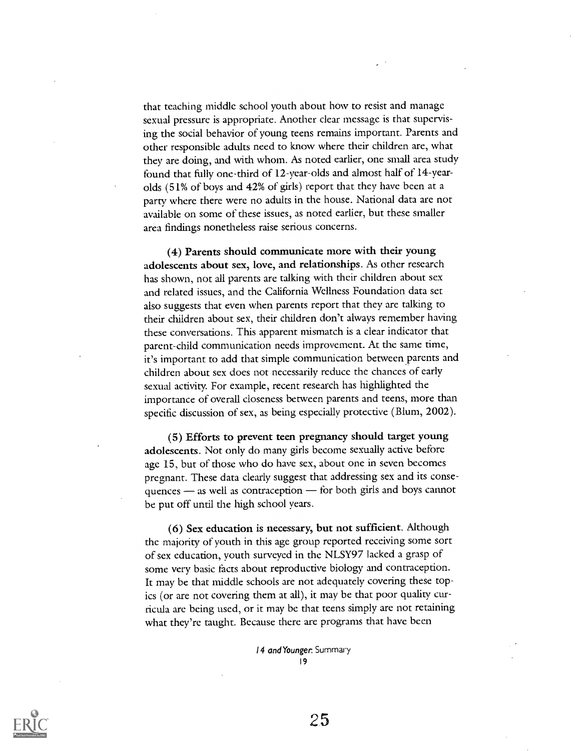that teaching middle school youth about how to resist and manage sexual pressure is appropriate. Another clear message is that supervising the social behavior of young teens remains important. Parents and other responsible adults need to know where their children are, what they are doing, and with whom. As noted earlier, one small area study found that fully one-third of 12-year-olds and almost half of 14-year-olds (51% of boys and 42% of girls) report that they have been at a party where there were no adults in the house. National data are not available on some of these issues, as noted earlier, but these smaller area findings nonetheless raise serious concerns.

**(4) Parents should communicate more with their young adolescents about sex, love, and relationships.** As other research has shown, not all parents are talking with their children about sex and related issues, and the California Wellness Foundation data set also suggests that even when parents report that they are talking to their children about sex, their children don't always remember having these conversations. This apparent mismatch is a clear indicator that parent-child communication needs improvement. At the same time, it's important to add that simple communication between parents and children about sex does not necessarily reduce the chances of early sexual activity. For example, recent research has highlighted the importance of overall closeness between parents and teens, more than specific discussion of sex, as being especially protective (Blum, 2002).

**(5) Efforts to prevent teen pregnancy should target young adolescents.** Not only do many girls become sexually active before age 15, but of those who do have sex, about one in seven becomes pregnant. These data clearly suggest that addressing sex and its consequences — as well as contraception — for both girls and boys cannot be put off until the high school years.

**(6) Sex education is necessary, but not sufficient.** Although the majority of youth in this age group reported receiving some sort of sex education, youth surveyed in the NLSY97 lacked a grasp of some very basic facts about reproductive biology and contraception. It may be that middle schools are not adequately covering these topics (or are not covering them at all), it may be that poor quality curricula are being used, or it may be that teens simply are not retaining what they're taught. Because there are programs that have been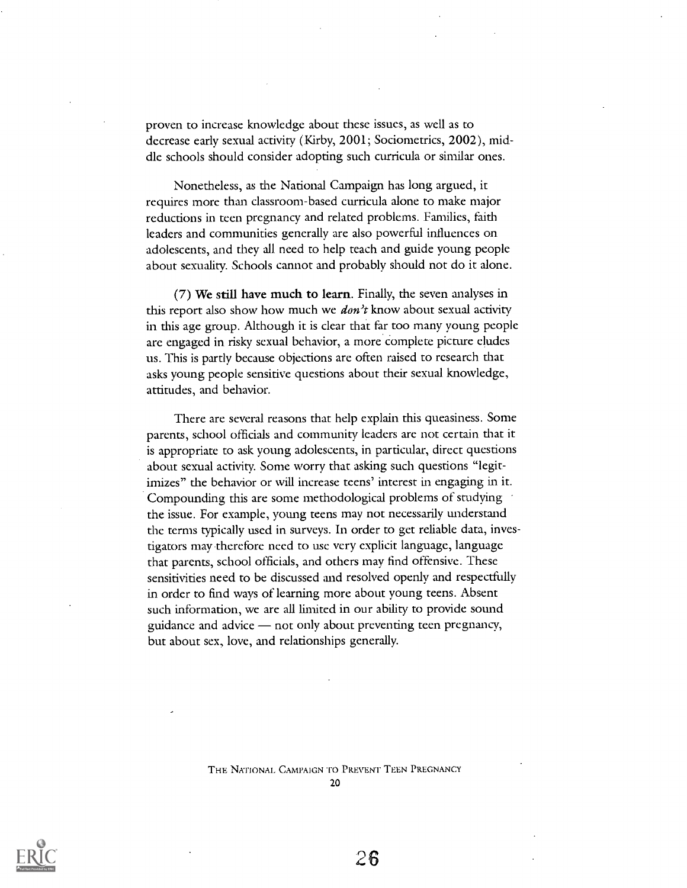proven to increase knowledge about these issues, as well as to decrease early sexual activity (Kirby, 2001; Sociometrics, 2002), middle schools should consider adopting such curricula or similar ones.

Nonetheless, as the National Campaign has long argued, it requires more than classroom-based curricula alone to make major reductions in teen pregnancy and related problems. Families, faith leaders and communities generally are also powerful influences on adolescents, and they all need to help teach and guide young people about sexuality. Schools cannot and probably should not do it alone.

(7) **We still have much to learn**. Finally, the seven analyses in this report also show how much we ***don't*** know about sexual activity in this age group. Although it is clear that far too many young people are engaged in risky sexual behavior, a more complete picture eludes us. This is partly because objections are often raised to research that asks young people sensitive questions about their sexual knowledge, attitudes, and behavior.

There are several reasons that help explain this queasiness. Some parents, school officials and community leaders are not certain that it is appropriate to ask young adolescents, in particular, direct questions about sexual activity. Some worry that asking such questions "legitimizes" the behavior or will increase teens' interest in engaging in it. Compounding this are some methodological problems of studying the issue. For example, young teens may not necessarily understand the terms typically used in surveys. In order to get reliable data, investigators may therefore need to use very explicit language, language that parents, school officials, and others may find offensive. These sensitivities need to be discussed and resolved openly and respectfully in order to find ways of learning more about young teens. Absent such information, we are all limited in our ability to provide sound guidance and advice — not only about preventing teen pregnancy, but about sex, love, and relationships generally.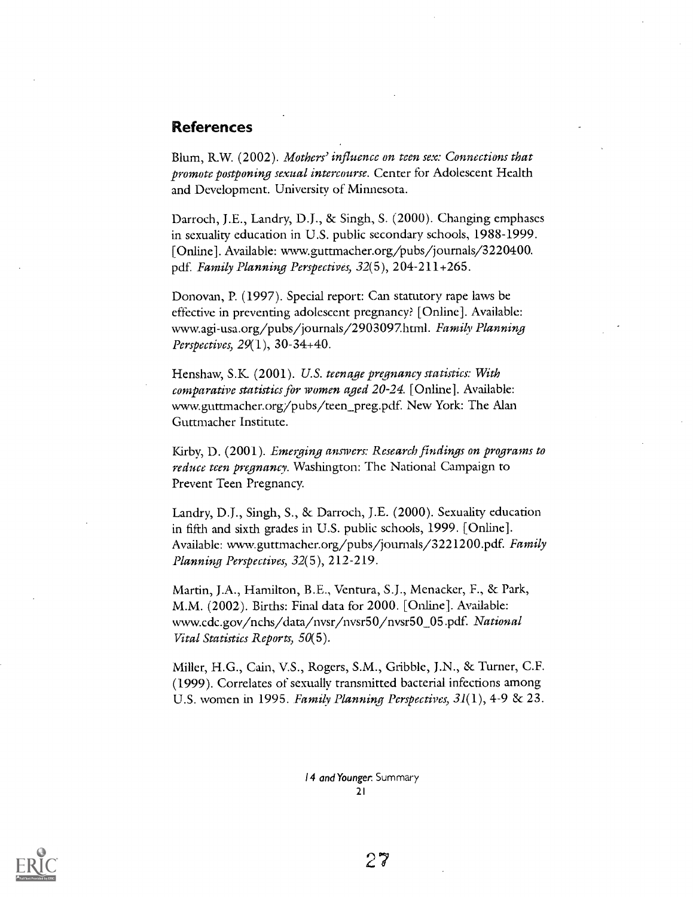## References

Blum, R.W. (2002). *Mothers' influence on teen sex: Connections that promote postponing sexual intercourse.* Center for Adolescent Health and Development. University of Minnesota.

Darroch, J.E., Landry, D.J., & Singh, S. (2000). Changing emphases in sexuality education in U.S. public secondary schools, 1988-1999. [Online]. Available: www.guttmacher.org/pubs/journals/3220400.pdf. *Family Planning Perspectives, 32*(5), 204-211+265.

Donovan, P. (1997). Special report: Can statutory rape laws be effective in preventing adolescent pregnancy? [Online]. Available: www.agi-usa.org/pubs/journals/2903097.html. *Family Planning Perspectives, 29*(1), 30-34+40.

Henshaw, S.K. (2001). *U.S. teenage pregnancy statistics: With comparative statistics for women aged 20-24.* [Online]. Available: www.guttmacher.org/pubs/teen_preg.pdf. New York: The Alan Guttmacher Institute.

Kirby, D. (2001). *Emerging answers: Research findings on programs to reduce teen pregnancy.* Washington: The National Campaign to Prevent Teen Pregnancy.

Landry, D.J., Singh, S., & Darroch, J.E. (2000). Sexuality education in fifth and sixth grades in U.S. public schools, 1999. [Online]. Available: www.guttmacher.org/pubs/journals/3221200.pdf. *Family Planning Perspectives, 32*(5), 212-219.

Martin, J.A., Hamilton, B.E., Ventura, S.J., Menacker, F., & Park, M.M. (2002). Births: Final data for 2000. [Online]. Available: www.cdc.gov/nchs/data/nvsr/nvsr50/nvsr50_05.pdf. *National Vital Statistics Reports, 50*(5).

Miller, H.G., Cain, V.S., Rogers, S.M., Gribble, J.N., & Turner, C.F. (1999). Correlates of sexually transmitted bacterial infections among U.S. women in 1995. *Family Planning Perspectives, 31*(1), 4-9 & 23.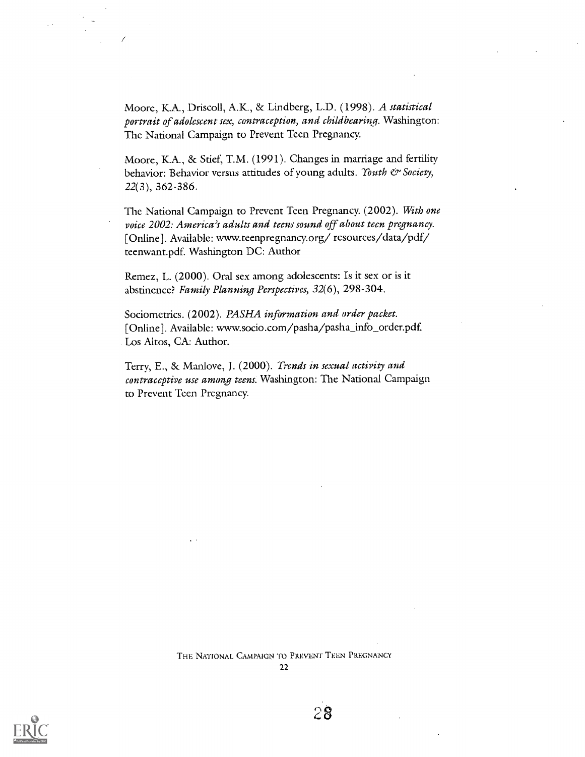Moore, K.A., Driscoll, A.K., & Lindberg, L.D. (1998). *A statistical portrait of adolescent sex, contraception, and childbearing*. Washington: The National Campaign to Prevent Teen Pregnancy.

Moore, K.A., & Stief, T.M. (1991). Changes in marriage and fertility behavior: Behavior versus attitudes of young adults. *Youth & Society, 22*(3), 362-386.

The National Campaign to Prevent Teen Pregnancy. (2002). *With one voice 2002: America's adults and teens sound off about teen pregnancy*. [Online]. Available: www.teenpregnancy.org/ resources/data/pdf/ teenwant.pdf. Washington DC: Author

Remez, L. (2000). Oral sex among adolescents: Is it sex or is it abstinence? *Family Planning Perspectives, 32*(6), 298-304.

Sociometrics. (2002). *PASHA information and order packet*. [Online]. Available: www.socio.com/pasha/pasha_info_order.pdf. Los Altos, CA: Author.

Terry, E., & Manlove, J. (2000). *Trends in sexual activity and contraceptive use among teens*. Washington: The National Campaign to Prevent Teen Pregnancy.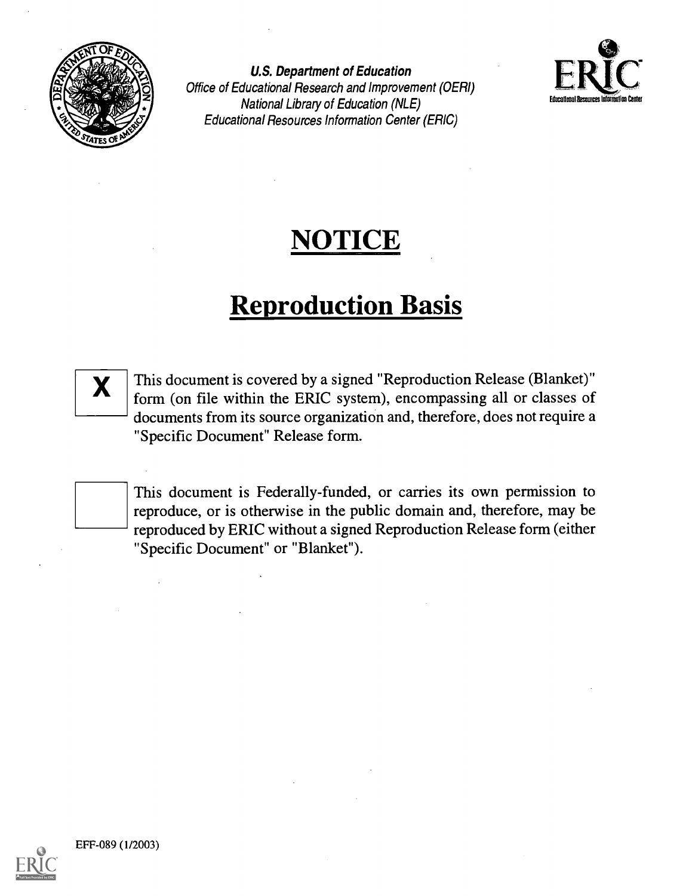**U.S. Department of Education**
*Office of Educational Research and Improvement (OERI)*
*National Library of Education (NLE)*
*Educational Resources Information Center (ERIC)*

# NOTICE

# Reproduction Basis

- [X] This document is covered by a signed "Reproduction Release (Blanket)" form (on file within the ERIC system), encompassing all or classes of documents from its source organization and, therefore, does not require a "Specific Document" Release form.

- [ ] This document is Federally-funded, or carries its own permission to reproduce, or is otherwise in the public domain and, therefore, may be reproduced by ERIC without a signed Reproduction Release form (either "Specific Document" or "Blanket").

EFF-089 (1/2003)